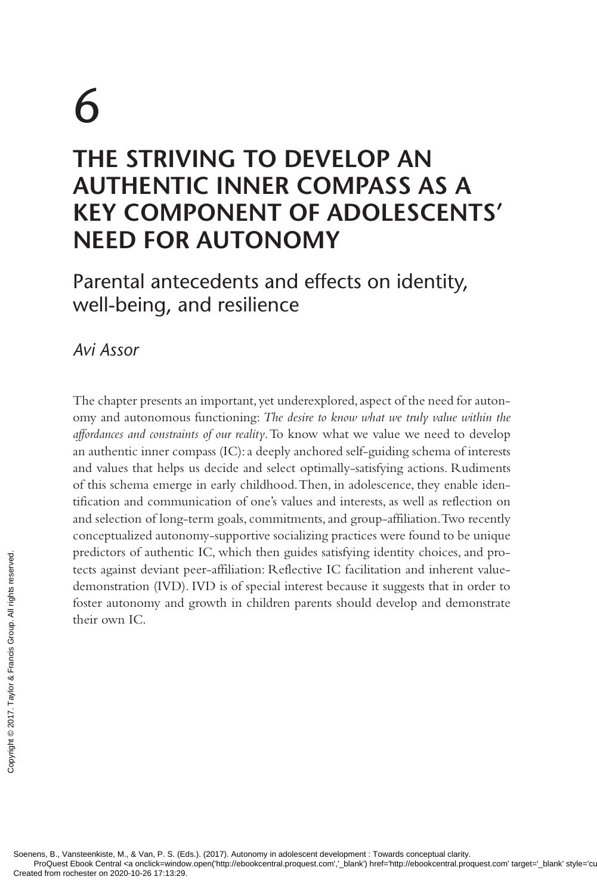# 6

# THE STRIVING TO DEVELOP AN AUTHENTIC INNER COMPASS AS A KEY COMPONENT OF ADOLESCENTS' NEED FOR AUTONOMY

## Parental antecedents and effects on identity, well-being, and resilience

*Avi Assor*

The chapter presents an important, yet underexplored, aspect of the need for autonomy and autonomous functioning: *The desire to know what we truly value within the affordances and constraints of our reality*. To know what we value we need to develop an authentic inner compass (IC): a deeply anchored self-guiding schema of interests and values that helps us decide and select optimally-satisfying actions. Rudiments of this schema emerge in early childhood. Then, in adolescence, they enable identification and communication of one's values and interests, as well as reflection on and selection of long-term goals, commitments, and group-affiliation. Two recently conceptualized autonomy-supportive socializing practices were found to be unique predictors of authentic IC, which then guides satisfying identity choices, and protects against deviant peer-affiliation: Reflective IC facilitation and inherent value-demonstration (IVD). IVD is of special interest because it suggests that in order to foster autonomy and growth in children parents should develop and demonstrate their own IC.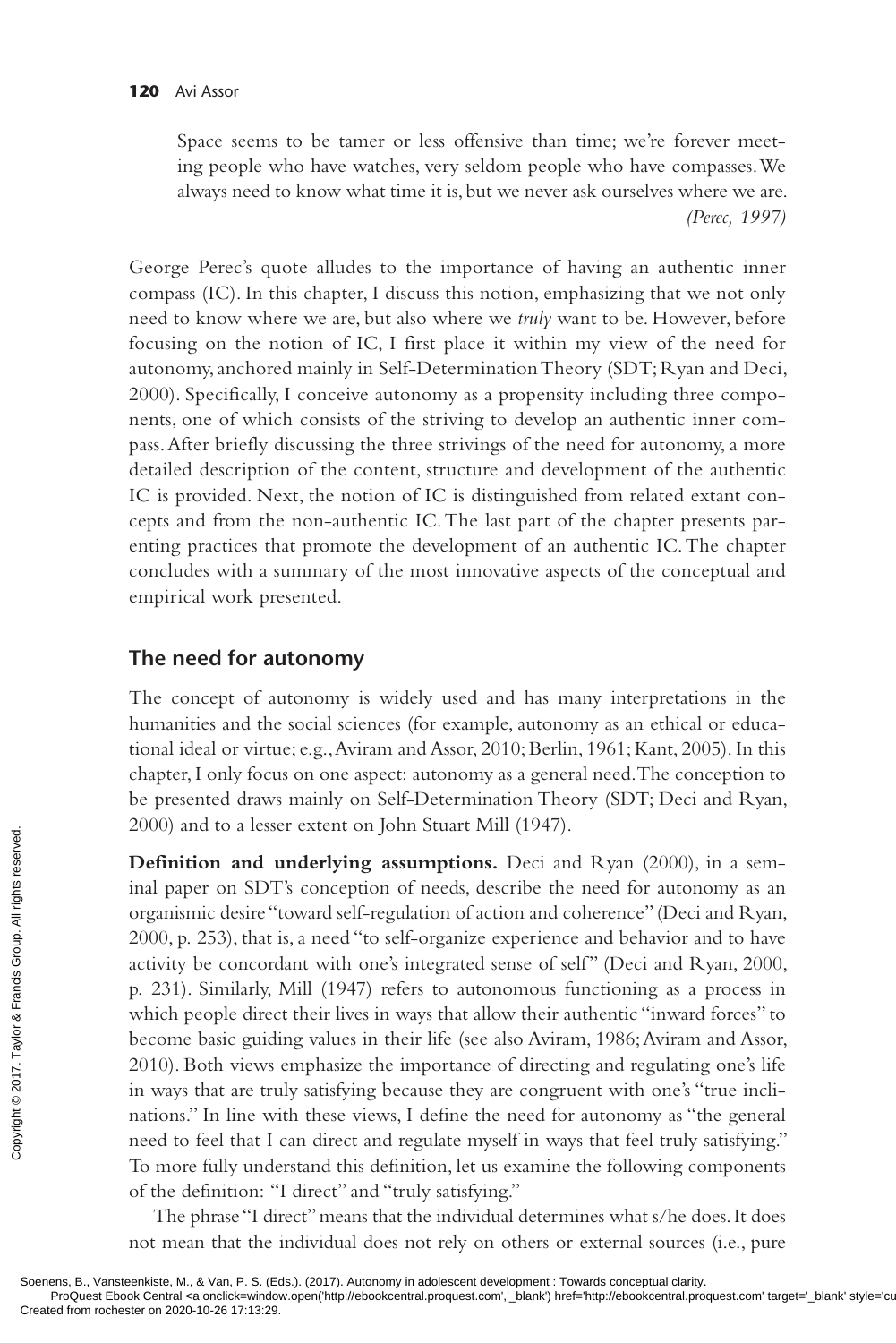> Space seems to be tamer or less offensive than time; we're forever meeting people who have watches, very seldom people who have compasses. We always need to know what time it is, but we never ask ourselves where we are.
>
> *(Perec, 1997)*

George Perec's quote alludes to the importance of having an authentic inner compass (IC). In this chapter, I discuss this notion, emphasizing that we not only need to know where we are, but also where we *truly* want to be. However, before focusing on the notion of IC, I first place it within my view of the need for autonomy, anchored mainly in Self-Determination Theory (SDT; Ryan and Deci, 2000). Specifically, I conceive autonomy as a propensity including three components, one of which consists of the striving to develop an authentic inner compass. After briefly discussing the three strivings of the need for autonomy, a more detailed description of the content, structure and development of the authentic IC is provided. Next, the notion of IC is distinguished from related extant concepts and from the non-authentic IC. The last part of the chapter presents parenting practices that promote the development of an authentic IC. The chapter concludes with a summary of the most innovative aspects of the conceptual and empirical work presented.

## The need for autonomy

The concept of autonomy is widely used and has many interpretations in the humanities and the social sciences (for example, autonomy as an ethical or educational ideal or virtue; e.g., Aviram and Assor, 2010; Berlin, 1961; Kant, 2005). In this chapter, I only focus on one aspect: autonomy as a general need. The conception to be presented draws mainly on Self-Determination Theory (SDT; Deci and Ryan, 2000) and to a lesser extent on John Stuart Mill (1947).

**Definition and underlying assumptions.** Deci and Ryan (2000), in a seminal paper on SDT's conception of needs, describe the need for autonomy as an organismic desire "toward self-regulation of action and coherence" (Deci and Ryan, 2000, p. 253), that is, a need "to self-organize experience and behavior and to have activity be concordant with one's integrated sense of self" (Deci and Ryan, 2000, p. 231). Similarly, Mill (1947) refers to autonomous functioning as a process in which people direct their lives in ways that allow their authentic "inward forces" to become basic guiding values in their life (see also Aviram, 1986; Aviram and Assor, 2010). Both views emphasize the importance of directing and regulating one's life in ways that are truly satisfying because they are congruent with one's "true inclinations." In line with these views, I define the need for autonomy as "the general need to feel that I can direct and regulate myself in ways that feel truly satisfying." To more fully understand this definition, let us examine the following components of the definition: "I direct" and "truly satisfying."

The phrase "I direct" means that the individual determines what s/he does. It does not mean that the individual does not rely on others or external sources (i.e., pure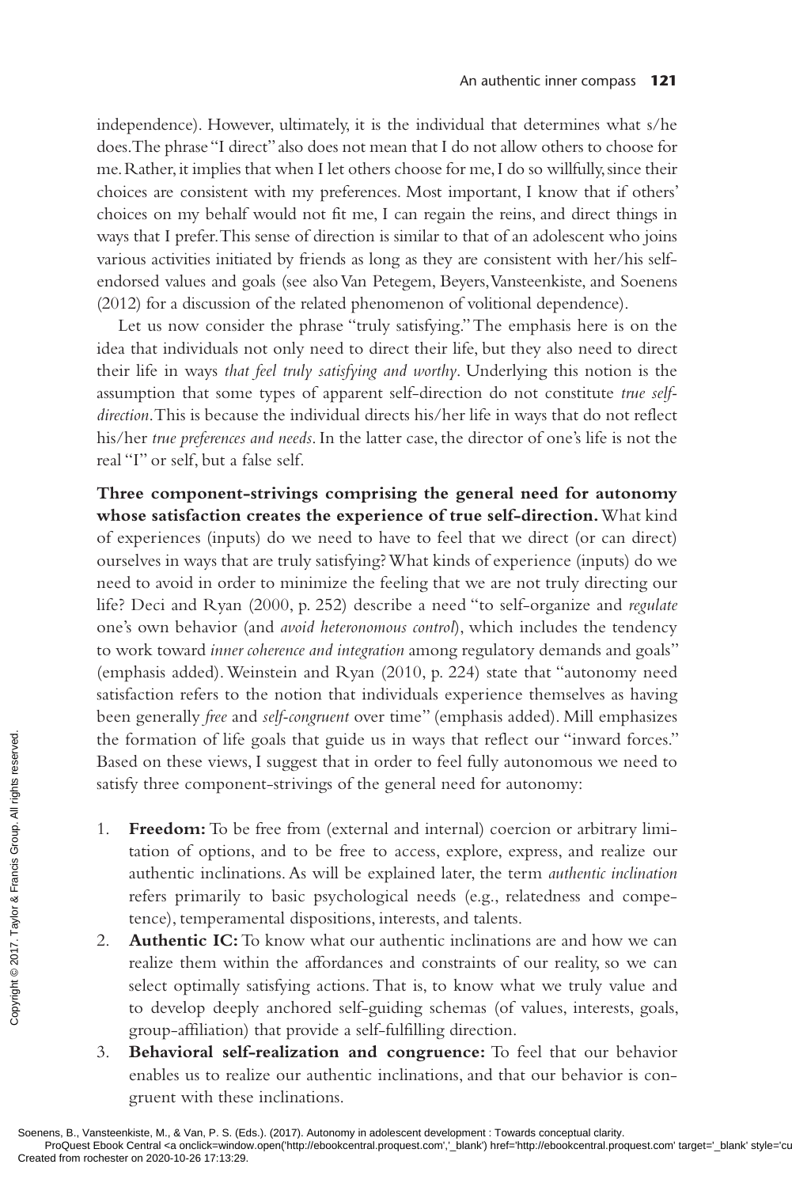independence). However, ultimately, it is the individual that determines what s/he does. The phrase "I direct" also does not mean that I do not allow others to choose for me. Rather, it implies that when I let others choose for me, I do so willfully, since their choices are consistent with my preferences. Most important, I know that if others' choices on my behalf would not fit me, I can regain the reins, and direct things in ways that I prefer. This sense of direction is similar to that of an adolescent who joins various activities initiated by friends as long as they are consistent with her/his self-endorsed values and goals (see also Van Petegem, Beyers, Vansteenkiste, and Soenens (2012) for a discussion of the related phenomenon of volitional dependence).

Let us now consider the phrase "truly satisfying." The emphasis here is on the idea that individuals not only need to direct their life, but they also need to direct their life in ways *that feel truly satisfying and worthy*. Underlying this notion is the assumption that some types of apparent self-direction do not constitute *true self-direction*. This is because the individual directs his/her life in ways that do not reflect his/her *true preferences and needs*. In the latter case, the director of one's life is not the real "I" or self, but a false self.

**Three component-strivings comprising the general need for autonomy whose satisfaction creates the experience of true self-direction.** What kind of experiences (inputs) do we need to have to feel that we direct (or can direct) ourselves in ways that are truly satisfying? What kinds of experience (inputs) do we need to avoid in order to minimize the feeling that we are not truly directing our life? Deci and Ryan (2000, p. 252) describe a need "to self-organize and *regulate* one's own behavior (and *avoid heteronomous control*), which includes the tendency to work toward *inner coherence and integration* among regulatory demands and goals" (emphasis added). Weinstein and Ryan (2010, p. 224) state that "autonomy need satisfaction refers to the notion that individuals experience themselves as having been generally *free* and *self-congruent* over time" (emphasis added). Mill emphasizes the formation of life goals that guide us in ways that reflect our "inward forces." Based on these views, I suggest that in order to feel fully autonomous we need to satisfy three component-strivings of the general need for autonomy:

1. **Freedom:** To be free from (external and internal) coercion or arbitrary limitation of options, and to be free to access, explore, express, and realize our authentic inclinations. As will be explained later, the term *authentic inclination* refers primarily to basic psychological needs (e.g., relatedness and competence), temperamental dispositions, interests, and talents.
2. **Authentic IC:** To know what our authentic inclinations are and how we can realize them within the affordances and constraints of our reality, so we can select optimally satisfying actions. That is, to know what we truly value and to develop deeply anchored self-guiding schemas (of values, interests, goals, group-affiliation) that provide a self-fulfilling direction.
3. **Behavioral self-realization and congruence:** To feel that our behavior enables us to realize our authentic inclinations, and that our behavior is congruent with these inclinations.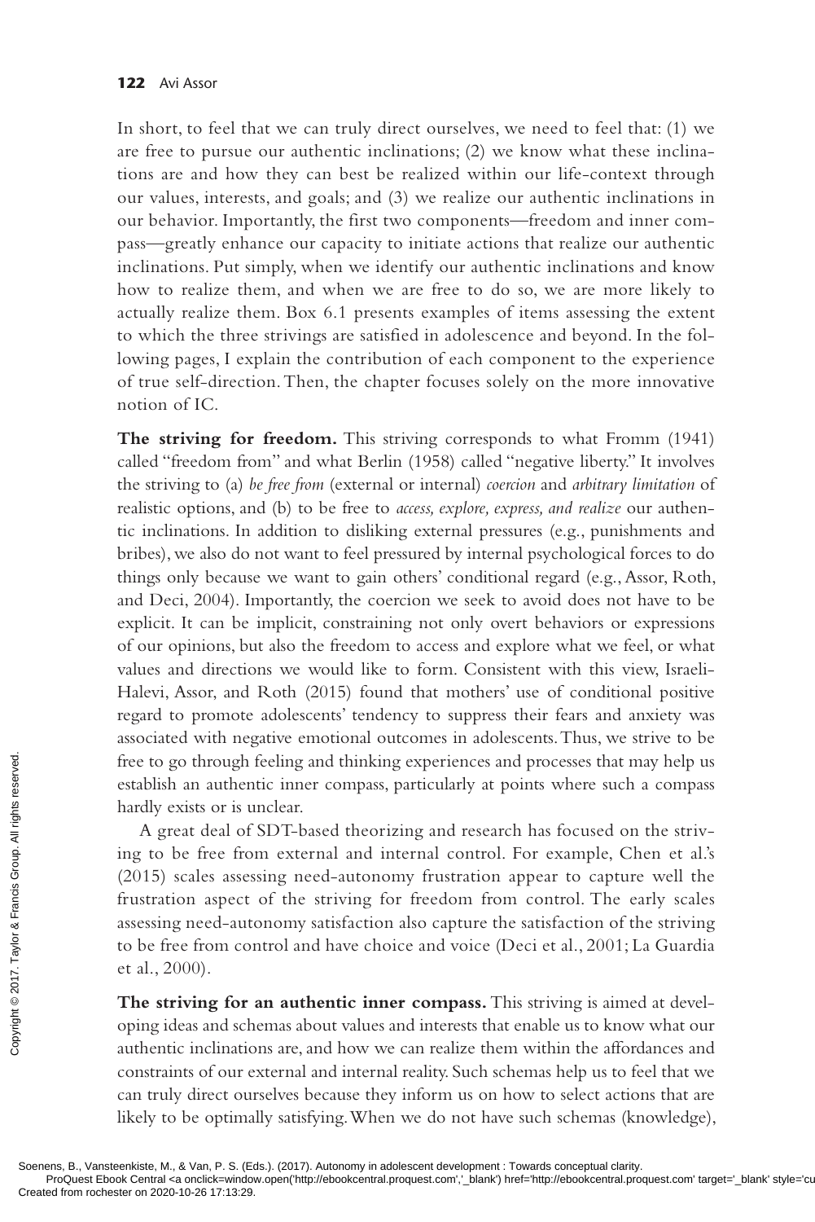In short, to feel that we can truly direct ourselves, we need to feel that: (1) we are free to pursue our authentic inclinations; (2) we know what these inclinations are and how they can best be realized within our life-context through our values, interests, and goals; and (3) we realize our authentic inclinations in our behavior. Importantly, the first two components—freedom and inner compass—greatly enhance our capacity to initiate actions that realize our authentic inclinations. Put simply, when we identify our authentic inclinations and know how to realize them, and when we are free to do so, we are more likely to actually realize them. Box 6.1 presents examples of items assessing the extent to which the three strivings are satisfied in adolescence and beyond. In the following pages, I explain the contribution of each component to the experience of true self-direction. Then, the chapter focuses solely on the more innovative notion of IC.

**The striving for freedom.** This striving corresponds to what Fromm (1941) called "freedom from" and what Berlin (1958) called "negative liberty." It involves the striving to (a) *be free from* (external or internal) *coercion* and *arbitrary limitation* of realistic options, and (b) to be free to *access, explore, express, and realize* our authentic inclinations. In addition to disliking external pressures (e.g., punishments and bribes), we also do not want to feel pressured by internal psychological forces to do things only because we want to gain others' conditional regard (e.g., Assor, Roth, and Deci, 2004). Importantly, the coercion we seek to avoid does not have to be explicit. It can be implicit, constraining not only overt behaviors or expressions of our opinions, but also the freedom to access and explore what we feel, or what values and directions we would like to form. Consistent with this view, Israeli-Halevi, Assor, and Roth (2015) found that mothers' use of conditional positive regard to promote adolescents' tendency to suppress their fears and anxiety was associated with negative emotional outcomes in adolescents. Thus, we strive to be free to go through feeling and thinking experiences and processes that may help us establish an authentic inner compass, particularly at points where such a compass hardly exists or is unclear.

A great deal of SDT-based theorizing and research has focused on the striving to be free from external and internal control. For example, Chen et al.'s (2015) scales assessing need-autonomy frustration appear to capture well the frustration aspect of the striving for freedom from control. The early scales assessing need-autonomy satisfaction also capture the satisfaction of the striving to be free from control and have choice and voice (Deci et al., 2001; La Guardia et al., 2000).

**The striving for an authentic inner compass.** This striving is aimed at developing ideas and schemas about values and interests that enable us to know what our authentic inclinations are, and how we can realize them within the affordances and constraints of our external and internal reality. Such schemas help us to feel that we can truly direct ourselves because they inform us on how to select actions that are likely to be optimally satisfying. When we do not have such schemas (knowledge),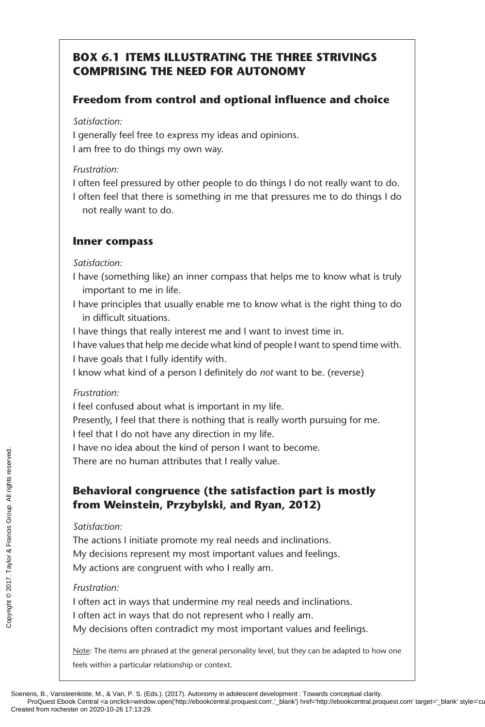## BOX 6.1 ITEMS ILLUSTRATING THE THREE STRIVINGS COMPRISING THE NEED FOR AUTONOMY

### Freedom from control and optional influence and choice

*Satisfaction:*

I generally feel free to express my ideas and opinions.
I am free to do things my own way.

*Frustration:*

I often feel pressured by other people to do things I do not really want to do.
I often feel that there is something in me that pressures me to do things I do not really want to do.

### Inner compass

*Satisfaction:*

I have (something like) an inner compass that helps me to know what is truly important to me in life.
I have principles that usually enable me to know what is the right thing to do in difficult situations.
I have things that really interest me and I want to invest time in.
I have values that help me decide what kind of people I want to spend time with.
I have goals that I fully identify with.
I know what kind of a person I definitely do *not* want to be. (reverse)

*Frustration:*

I feel confused about what is important in my life.
Presently, I feel that there is nothing that is really worth pursuing for me.
I feel that I do not have any direction in my life.
I have no idea about the kind of person I want to become.
There are no human attributes that I really value.

### Behavioral congruence (the satisfaction part is mostly from Weinstein, Przybylski, and Ryan, 2012)

*Satisfaction:*

The actions I initiate promote my real needs and inclinations.
My decisions represent my most important values and feelings.
My actions are congruent with who I really am.

*Frustration:*

I often act in ways that undermine my real needs and inclinations.
I often act in ways that do not represent who I really am.
My decisions often contradict my most important values and feelings.

Note: The items are phrased at the general personality level, but they can be adapted to how one feels within a particular relationship or context.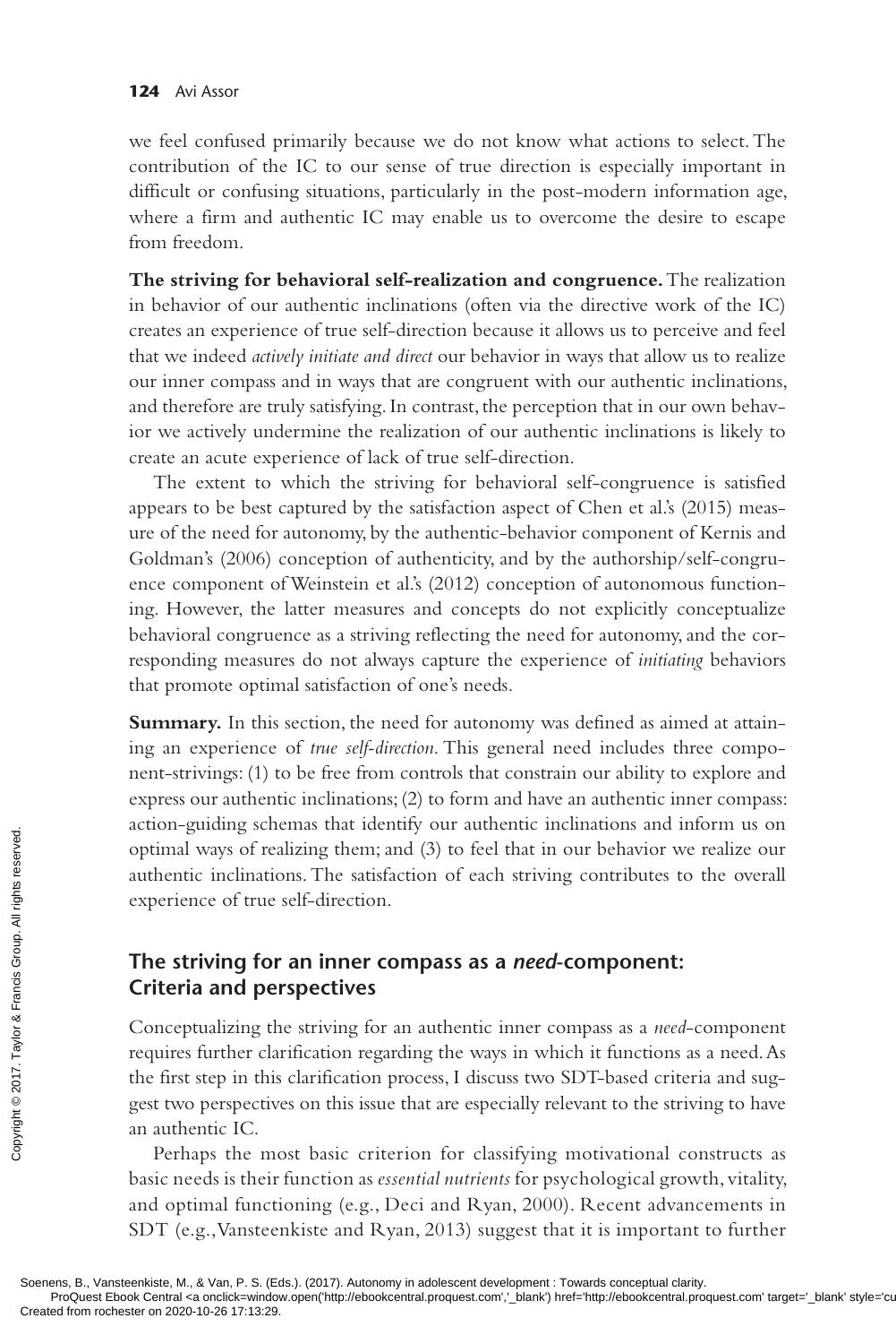we feel confused primarily because we do not know what actions to select. The contribution of the IC to our sense of true direction is especially important in difficult or confusing situations, particularly in the post-modern information age, where a firm and authentic IC may enable us to overcome the desire to escape from freedom.

**The striving for behavioral self-realization and congruence.** The realization in behavior of our authentic inclinations (often via the directive work of the IC) creates an experience of true self-direction because it allows us to perceive and feel that we indeed *actively initiate and direct* our behavior in ways that allow us to realize our inner compass and in ways that are congruent with our authentic inclinations, and therefore are truly satisfying. In contrast, the perception that in our own behavior we actively undermine the realization of our authentic inclinations is likely to create an acute experience of lack of true self-direction.

The extent to which the striving for behavioral self-congruence is satisfied appears to be best captured by the satisfaction aspect of Chen et al.'s (2015) measure of the need for autonomy, by the authentic-behavior component of Kernis and Goldman's (2006) conception of authenticity, and by the authorship/self-congruence component of Weinstein et al.'s (2012) conception of autonomous functioning. However, the latter measures and concepts do not explicitly conceptualize behavioral congruence as a striving reflecting the need for autonomy, and the corresponding measures do not always capture the experience of *initiating* behaviors that promote optimal satisfaction of one's needs.

**Summary.** In this section, the need for autonomy was defined as aimed at attaining an experience of *true self-direction*. This general need includes three component-strivings: (1) to be free from controls that constrain our ability to explore and express our authentic inclinations; (2) to form and have an authentic inner compass: action-guiding schemas that identify our authentic inclinations and inform us on optimal ways of realizing them; and (3) to feel that in our behavior we realize our authentic inclinations. The satisfaction of each striving contributes to the overall experience of true self-direction.

## The striving for an inner compass as a *need*-component: Criteria and perspectives

Conceptualizing the striving for an authentic inner compass as a *need*-component requires further clarification regarding the ways in which it functions as a need. As the first step in this clarification process, I discuss two SDT-based criteria and suggest two perspectives on this issue that are especially relevant to the striving to have an authentic IC.

Perhaps the most basic criterion for classifying motivational constructs as basic needs is their function as *essential nutrients* for psychological growth, vitality, and optimal functioning (e.g., Deci and Ryan, 2000). Recent advancements in SDT (e.g., Vansteenkiste and Ryan, 2013) suggest that it is important to further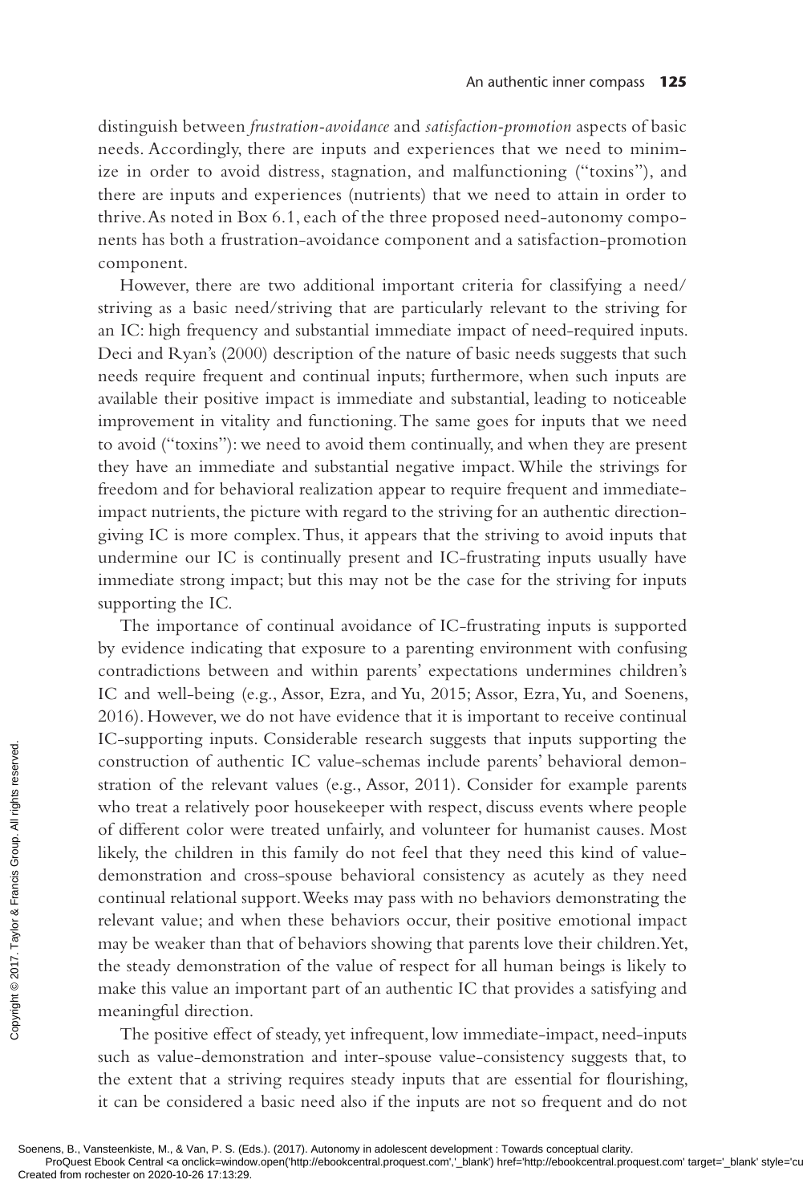distinguish between *frustration-avoidance* and *satisfaction-promotion* aspects of basic needs. Accordingly, there are inputs and experiences that we need to minimize in order to avoid distress, stagnation, and malfunctioning ("toxins"), and there are inputs and experiences (nutrients) that we need to attain in order to thrive. As noted in Box 6.1, each of the three proposed need-autonomy components has both a frustration-avoidance component and a satisfaction-promotion component.

However, there are two additional important criteria for classifying a need/striving as a basic need/striving that are particularly relevant to the striving for an IC: high frequency and substantial immediate impact of need-required inputs. Deci and Ryan's (2000) description of the nature of basic needs suggests that such needs require frequent and continual inputs; furthermore, when such inputs are available their positive impact is immediate and substantial, leading to noticeable improvement in vitality and functioning. The same goes for inputs that we need to avoid ("toxins"): we need to avoid them continually, and when they are present they have an immediate and substantial negative impact. While the strivings for freedom and for behavioral realization appear to require frequent and immediate-impact nutrients, the picture with regard to the striving for an authentic direction-giving IC is more complex. Thus, it appears that the striving to avoid inputs that undermine our IC is continually present and IC-frustrating inputs usually have immediate strong impact; but this may not be the case for the striving for inputs supporting the IC.

The importance of continual avoidance of IC-frustrating inputs is supported by evidence indicating that exposure to a parenting environment with confusing contradictions between and within parents' expectations undermines children's IC and well-being (e.g., Assor, Ezra, and Yu, 2015; Assor, Ezra, Yu, and Soenens, 2016). However, we do not have evidence that it is important to receive continual IC-supporting inputs. Considerable research suggests that inputs supporting the construction of authentic IC value-schemas include parents' behavioral demonstration of the relevant values (e.g., Assor, 2011). Consider for example parents who treat a relatively poor housekeeper with respect, discuss events where people of different color were treated unfairly, and volunteer for humanist causes. Most likely, the children in this family do not feel that they need this kind of value-demonstration and cross-spouse behavioral consistency as acutely as they need continual relational support. Weeks may pass with no behaviors demonstrating the relevant value; and when these behaviors occur, their positive emotional impact may be weaker than that of behaviors showing that parents love their children. Yet, the steady demonstration of the value of respect for all human beings is likely to make this value an important part of an authentic IC that provides a satisfying and meaningful direction.

The positive effect of steady, yet infrequent, low immediate-impact, need-inputs such as value-demonstration and inter-spouse value-consistency suggests that, to the extent that a striving requires steady inputs that are essential for flourishing, it can be considered a basic need also if the inputs are not so frequent and do not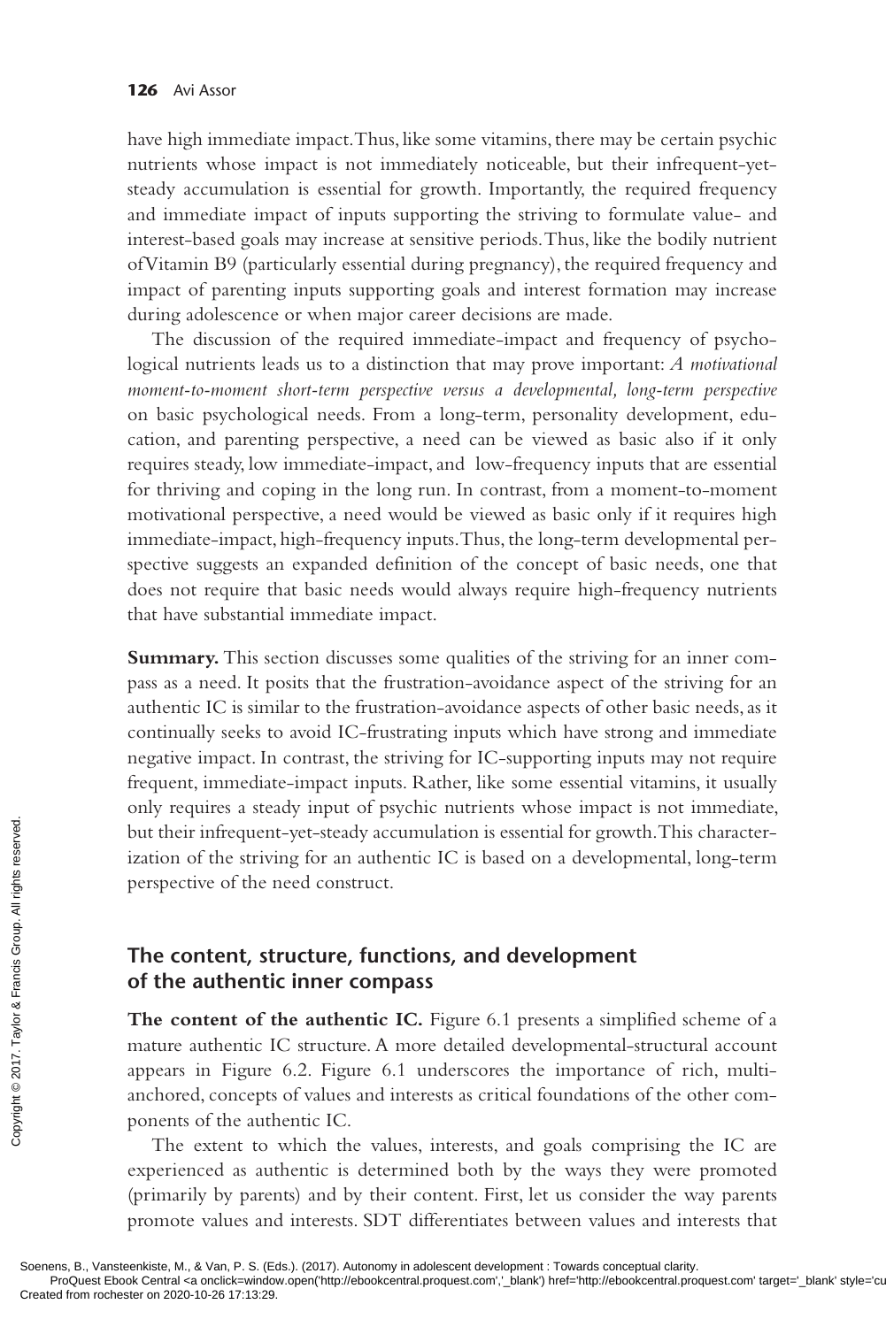have high immediate impact. Thus, like some vitamins, there may be certain psychic nutrients whose impact is not immediately noticeable, but their infrequent-yet-steady accumulation is essential for growth. Importantly, the required frequency and immediate impact of inputs supporting the striving to formulate value- and interest-based goals may increase at sensitive periods. Thus, like the bodily nutrient of Vitamin B9 (particularly essential during pregnancy), the required frequency and impact of parenting inputs supporting goals and interest formation may increase during adolescence or when major career decisions are made.

The discussion of the required immediate-impact and frequency of psychological nutrients leads us to a distinction that may prove important: *A motivational moment-to-moment short-term perspective versus a developmental, long-term perspective* on basic psychological needs. From a long-term, personality development, education, and parenting perspective, a need can be viewed as basic also if it only requires steady, low immediate-impact, and low-frequency inputs that are essential for thriving and coping in the long run. In contrast, from a moment-to-moment motivational perspective, a need would be viewed as basic only if it requires high immediate-impact, high-frequency inputs. Thus, the long-term developmental perspective suggests an expanded definition of the concept of basic needs, one that does not require that basic needs would always require high-frequency nutrients that have substantial immediate impact.

**Summary.** This section discusses some qualities of the striving for an inner compass as a need. It posits that the frustration-avoidance aspect of the striving for an authentic IC is similar to the frustration-avoidance aspects of other basic needs, as it continually seeks to avoid IC-frustrating inputs which have strong and immediate negative impact. In contrast, the striving for IC-supporting inputs may not require frequent, immediate-impact inputs. Rather, like some essential vitamins, it usually only requires a steady input of psychic nutrients whose impact is not immediate, but their infrequent-yet-steady accumulation is essential for growth. This characterization of the striving for an authentic IC is based on a developmental, long-term perspective of the need construct.

## The content, structure, functions, and development of the authentic inner compass

**The content of the authentic IC.** Figure 6.1 presents a simplified scheme of a mature authentic IC structure. A more detailed developmental-structural account appears in Figure 6.2. Figure 6.1 underscores the importance of rich, multi-anchored, concepts of values and interests as critical foundations of the other components of the authentic IC.

The extent to which the values, interests, and goals comprising the IC are experienced as authentic is determined both by the ways they were promoted (primarily by parents) and by their content. First, let us consider the way parents promote values and interests. SDT differentiates between values and interests that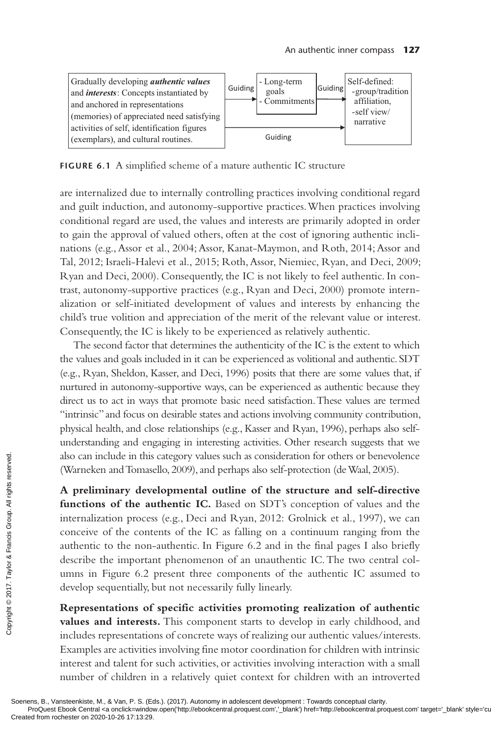Gradually developing ***authentic values*** and ***interests***: Concepts instantiated by and anchored in representations (memories) of appreciated need satisfying activities of self, identification figures (exemplars), and cultural routines. → Guiding → - Long-term goals - Commitments → Guiding → Self-defined: -group/tradition affiliation, -self view/ narrative

(Gradually developing authentic values and interests) → Guiding → (Self-defined)

**FIGURE 6.1** A simplified scheme of a mature authentic IC structure

are internalized due to internally controlling practices involving conditional regard and guilt induction, and autonomy-supportive practices. When practices involving conditional regard are used, the values and interests are primarily adopted in order to gain the approval of valued others, often at the cost of ignoring authentic inclinations (e.g., Assor et al., 2004; Assor, Kanat-Maymon, and Roth, 2014; Assor and Tal, 2012; Israeli-Halevi et al., 2015; Roth, Assor, Niemiec, Ryan, and Deci, 2009; Ryan and Deci, 2000). Consequently, the IC is not likely to feel authentic. In contrast, autonomy-supportive practices (e.g., Ryan and Deci, 2000) promote internalization or self-initiated development of values and interests by enhancing the child's true volition and appreciation of the merit of the relevant value or interest. Consequently, the IC is likely to be experienced as relatively authentic.

The second factor that determines the authenticity of the IC is the extent to which the values and goals included in it can be experienced as volitional and authentic. SDT (e.g., Ryan, Sheldon, Kasser, and Deci, 1996) posits that there are some values that, if nurtured in autonomy-supportive ways, can be experienced as authentic because they direct us to act in ways that promote basic need satisfaction. These values are termed "intrinsic" and focus on desirable states and actions involving community contribution, physical health, and close relationships (e.g., Kasser and Ryan, 1996), perhaps also self-understanding and engaging in interesting activities. Other research suggests that we also can include in this category values such as consideration for others or benevolence (Warneken and Tomasello, 2009), and perhaps also self-protection (de Waal, 2005).

**A preliminary developmental outline of the structure and self-directive functions of the authentic IC.** Based on SDT's conception of values and the internalization process (e.g., Deci and Ryan, 2012: Grolnick et al., 1997), we can conceive of the contents of the IC as falling on a continuum ranging from the authentic to the non-authentic. In Figure 6.2 and in the final pages I also briefly describe the important phenomenon of an unauthentic IC. The two central columns in Figure 6.2 present three components of the authentic IC assumed to develop sequentially, but not necessarily fully linearly.

**Representations of specific activities promoting realization of authentic values and interests.** This component starts to develop in early childhood, and includes representations of concrete ways of realizing our authentic values/interests. Examples are activities involving fine motor coordination for children with intrinsic interest and talent for such activities, or activities involving interaction with a small number of children in a relatively quiet context for children with an introverted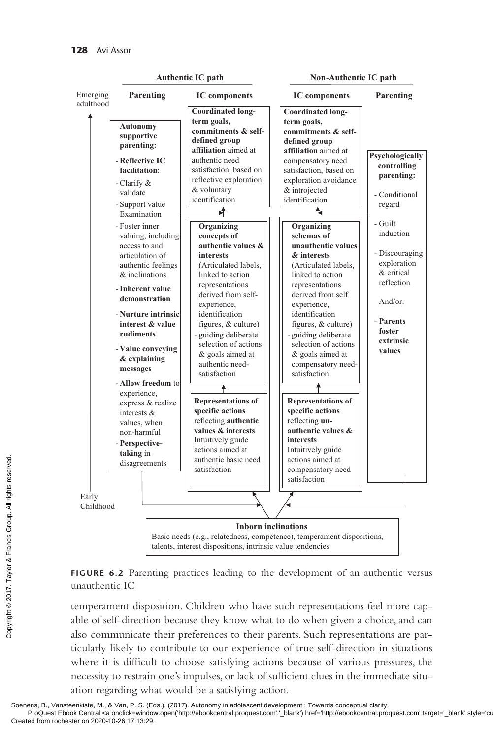**Authentic IC path** | **Non-Authentic IC path**

Emerging adulthood ↑ Early Childhood

| Parenting | IC components | IC components | Parenting |
|---|---|---|---|
| **Autonomy supportive parenting:**<br>- **Reflective IC facilitation**:<br>- Clarify & validate<br>- Support value Examination<br>- Foster inner valuing, including access to and articulation of authentic feelings & inclinations<br>- **Inherent value demonstration**<br>- **Nurture intrinsic interest & value rudiments**<br>- **Value conveying & explaining messages**<br>- **Allow freedom** to experience, express & realize interests & values, when non-harmful<br>- **Perspective-taking** in disagreements | **Coordinated long-term goals, commitments & self-defined group affiliation** aimed at authentic need satisfaction, based on reflective exploration & voluntary identification<br><br>↑<br><br>**Organizing concepts of authentic values & interests** (Articulated labels, linked to action representations derived from self-experience, identification figures, & culture)<br>- guiding deliberate selection of actions & goals aimed at authentic need-satisfaction<br><br>↑<br><br>**Representations of specific actions** reflecting **authentic values & interests** Intuitively guide actions aimed at authentic basic need satisfaction | **Coordinated long-term goals, commitments & self-defined group affiliation** aimed at compensatory need satisfaction, based on exploration avoidance & introjected identification<br><br>↑<br><br>**Organizing schemas of unauthentic values & interests** (Articulated labels, linked to action representations derived from self experience, identification figures, & culture)<br>- guiding deliberate selection of actions & goals aimed at compensatory need-satisfaction<br><br>↑<br><br>**Representations of specific actions** reflecting **un-authentic values & interests** Intuitively guide actions aimed at compensatory need satisfaction | **Psychologically controlling parenting:**<br>- Conditional regard<br>- Guilt induction<br>- Discouraging exploration & critical reflection<br>And/or:<br>- **Parents foster extrinsic values** |

**Inborn inclinations**
Basic needs (e.g., relatedness, competence), temperament dispositions, talents, interest dispositions, intrinsic value tendencies

**FIGURE 6.2** Parenting practices leading to the development of an authentic versus unauthentic IC

temperament disposition. Children who have such representations feel more capable of self-direction because they know what to do when given a choice, and can also communicate their preferences to their parents. Such representations are particularly likely to contribute to our experience of true self-direction in situations where it is difficult to choose satisfying actions because of various pressures, the necessity to restrain one's impulses, or lack of sufficient clues in the immediate situation regarding what would be a satisfying action.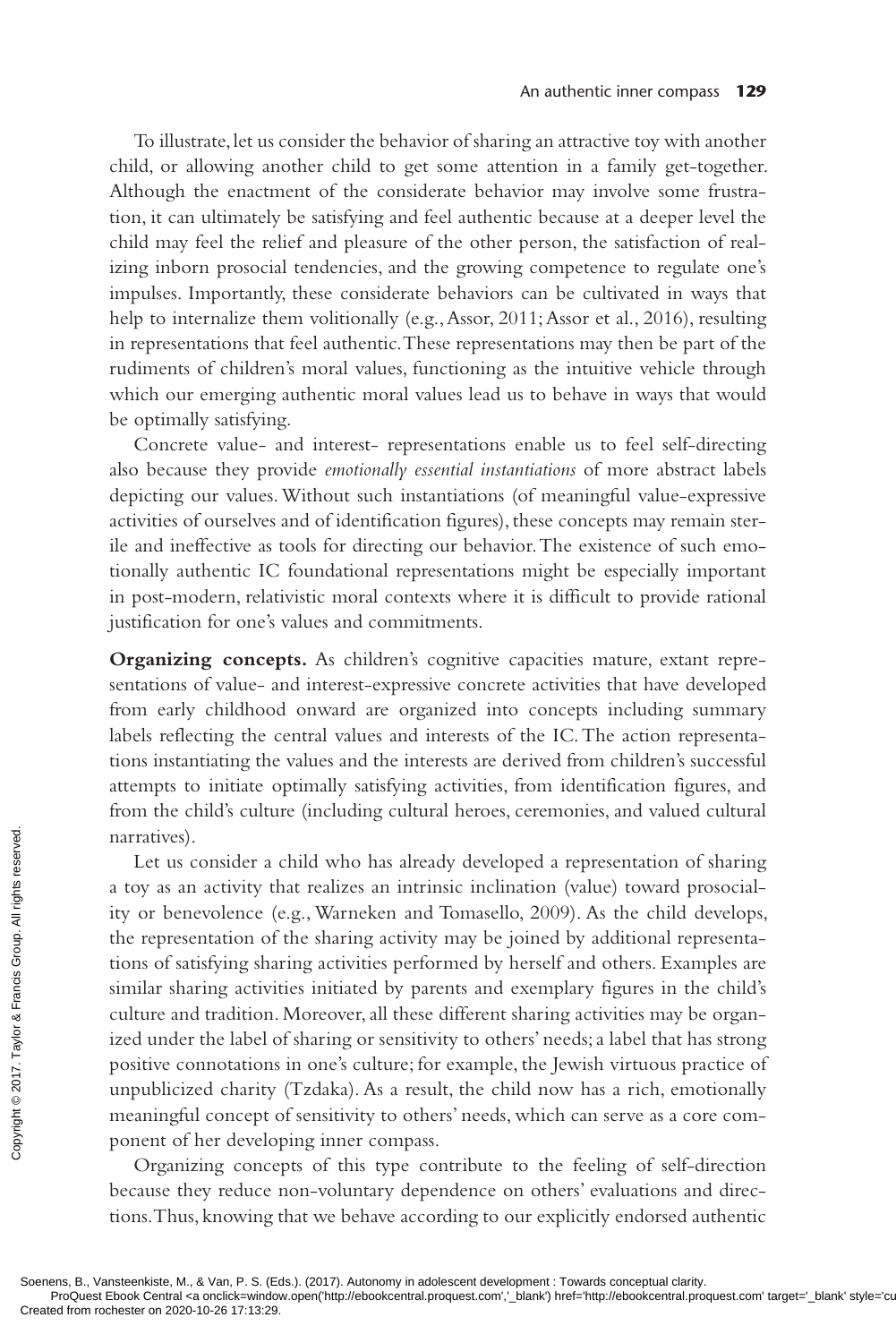To illustrate, let us consider the behavior of sharing an attractive toy with another child, or allowing another child to get some attention in a family get-together. Although the enactment of the considerate behavior may involve some frustration, it can ultimately be satisfying and feel authentic because at a deeper level the child may feel the relief and pleasure of the other person, the satisfaction of realizing inborn prosocial tendencies, and the growing competence to regulate one's impulses. Importantly, these considerate behaviors can be cultivated in ways that help to internalize them volitionally (e.g., Assor, 2011; Assor et al., 2016), resulting in representations that feel authentic. These representations may then be part of the rudiments of children's moral values, functioning as the intuitive vehicle through which our emerging authentic moral values lead us to behave in ways that would be optimally satisfying.

Concrete value- and interest- representations enable us to feel self-directing also because they provide *emotionally essential instantiations* of more abstract labels depicting our values. Without such instantiations (of meaningful value-expressive activities of ourselves and of identification figures), these concepts may remain sterile and ineffective as tools for directing our behavior. The existence of such emotionally authentic IC foundational representations might be especially important in post-modern, relativistic moral contexts where it is difficult to provide rational justification for one's values and commitments.

**Organizing concepts.** As children's cognitive capacities mature, extant representations of value- and interest-expressive concrete activities that have developed from early childhood onward are organized into concepts including summary labels reflecting the central values and interests of the IC. The action representations instantiating the values and the interests are derived from children's successful attempts to initiate optimally satisfying activities, from identification figures, and from the child's culture (including cultural heroes, ceremonies, and valued cultural narratives).

Let us consider a child who has already developed a representation of sharing a toy as an activity that realizes an intrinsic inclination (value) toward prosociality or benevolence (e.g., Warneken and Tomasello, 2009). As the child develops, the representation of the sharing activity may be joined by additional representations of satisfying sharing activities performed by herself and others. Examples are similar sharing activities initiated by parents and exemplary figures in the child's culture and tradition. Moreover, all these different sharing activities may be organized under the label of sharing or sensitivity to others' needs; a label that has strong positive connotations in one's culture; for example, the Jewish virtuous practice of unpublicized charity (Tzdaka). As a result, the child now has a rich, emotionally meaningful concept of sensitivity to others' needs, which can serve as a core component of her developing inner compass.

Organizing concepts of this type contribute to the feeling of self-direction because they reduce non-voluntary dependence on others' evaluations and directions. Thus, knowing that we behave according to our explicitly endorsed authentic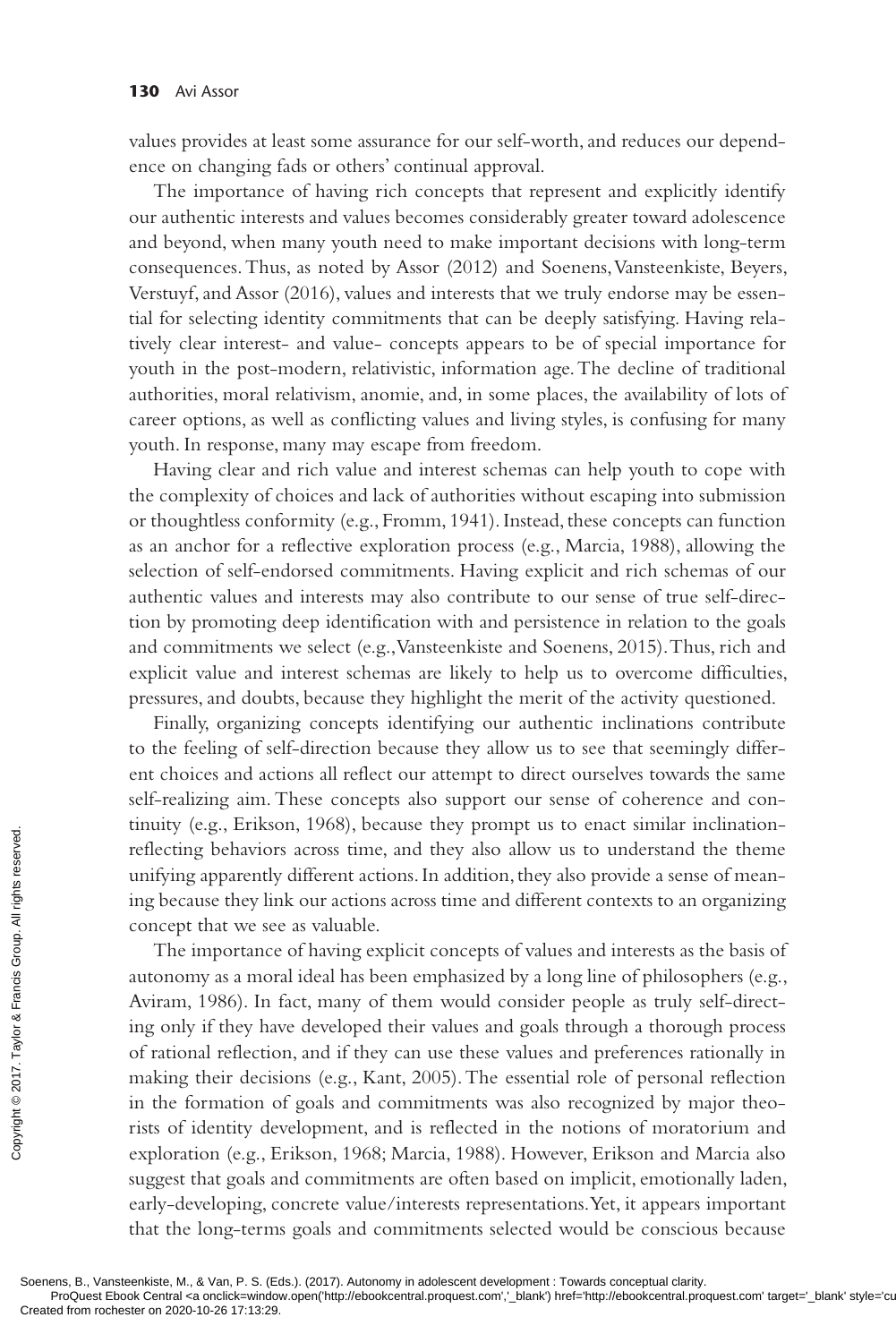values provides at least some assurance for our self-worth, and reduces our dependence on changing fads or others' continual approval.

The importance of having rich concepts that represent and explicitly identify our authentic interests and values becomes considerably greater toward adolescence and beyond, when many youth need to make important decisions with long-term consequences. Thus, as noted by Assor (2012) and Soenens, Vansteenkiste, Beyers, Verstuyf, and Assor (2016), values and interests that we truly endorse may be essential for selecting identity commitments that can be deeply satisfying. Having relatively clear interest- and value- concepts appears to be of special importance for youth in the post-modern, relativistic, information age. The decline of traditional authorities, moral relativism, anomie, and, in some places, the availability of lots of career options, as well as conflicting values and living styles, is confusing for many youth. In response, many may escape from freedom.

Having clear and rich value and interest schemas can help youth to cope with the complexity of choices and lack of authorities without escaping into submission or thoughtless conformity (e.g., Fromm, 1941). Instead, these concepts can function as an anchor for a reflective exploration process (e.g., Marcia, 1988), allowing the selection of self-endorsed commitments. Having explicit and rich schemas of our authentic values and interests may also contribute to our sense of true self-direction by promoting deep identification with and persistence in relation to the goals and commitments we select (e.g., Vansteenkiste and Soenens, 2015). Thus, rich and explicit value and interest schemas are likely to help us to overcome difficulties, pressures, and doubts, because they highlight the merit of the activity questioned.

Finally, organizing concepts identifying our authentic inclinations contribute to the feeling of self-direction because they allow us to see that seemingly different choices and actions all reflect our attempt to direct ourselves towards the same self-realizing aim. These concepts also support our sense of coherence and continuity (e.g., Erikson, 1968), because they prompt us to enact similar inclination-reflecting behaviors across time, and they also allow us to understand the theme unifying apparently different actions. In addition, they also provide a sense of meaning because they link our actions across time and different contexts to an organizing concept that we see as valuable.

The importance of having explicit concepts of values and interests as the basis of autonomy as a moral ideal has been emphasized by a long line of philosophers (e.g., Aviram, 1986). In fact, many of them would consider people as truly self-directing only if they have developed their values and goals through a thorough process of rational reflection, and if they can use these values and preferences rationally in making their decisions (e.g., Kant, 2005). The essential role of personal reflection in the formation of goals and commitments was also recognized by major theorists of identity development, and is reflected in the notions of moratorium and exploration (e.g., Erikson, 1968; Marcia, 1988). However, Erikson and Marcia also suggest that goals and commitments are often based on implicit, emotionally laden, early-developing, concrete value/interests representations. Yet, it appears important that the long-terms goals and commitments selected would be conscious because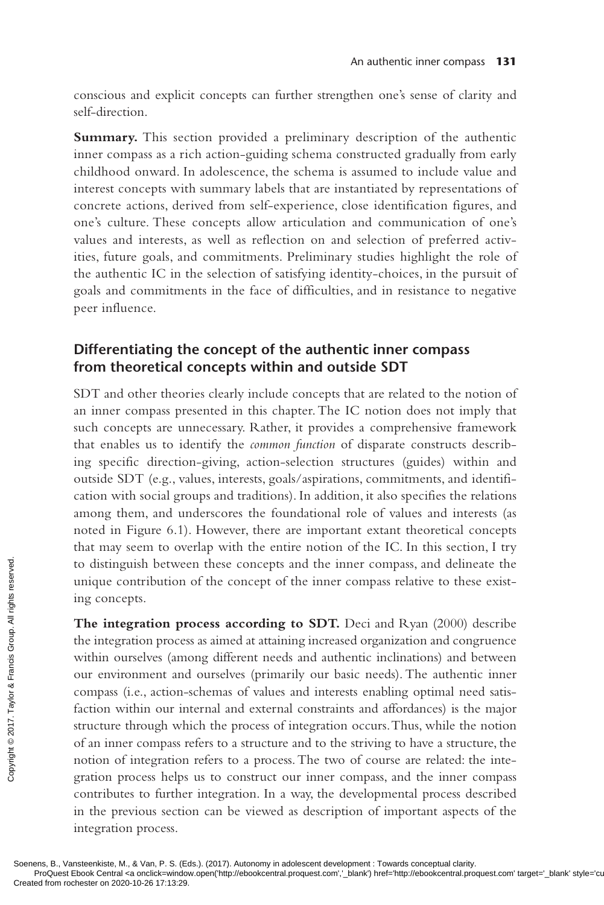conscious and explicit concepts can further strengthen one's sense of clarity and self-direction.

**Summary.** This section provided a preliminary description of the authentic inner compass as a rich action-guiding schema constructed gradually from early childhood onward. In adolescence, the schema is assumed to include value and interest concepts with summary labels that are instantiated by representations of concrete actions, derived from self-experience, close identification figures, and one's culture. These concepts allow articulation and communication of one's values and interests, as well as reflection on and selection of preferred activities, future goals, and commitments. Preliminary studies highlight the role of the authentic IC in the selection of satisfying identity-choices, in the pursuit of goals and commitments in the face of difficulties, and in resistance to negative peer influence.

## Differentiating the concept of the authentic inner compass from theoretical concepts within and outside SDT

SDT and other theories clearly include concepts that are related to the notion of an inner compass presented in this chapter. The IC notion does not imply that such concepts are unnecessary. Rather, it provides a comprehensive framework that enables us to identify the *common function* of disparate constructs describing specific direction-giving, action-selection structures (guides) within and outside SDT (e.g., values, interests, goals/aspirations, commitments, and identification with social groups and traditions). In addition, it also specifies the relations among them, and underscores the foundational role of values and interests (as noted in Figure 6.1). However, there are important extant theoretical concepts that may seem to overlap with the entire notion of the IC. In this section, I try to distinguish between these concepts and the inner compass, and delineate the unique contribution of the concept of the inner compass relative to these existing concepts.

**The integration process according to SDT.** Deci and Ryan (2000) describe the integration process as aimed at attaining increased organization and congruence within ourselves (among different needs and authentic inclinations) and between our environment and ourselves (primarily our basic needs). The authentic inner compass (i.e., action-schemas of values and interests enabling optimal need satisfaction within our internal and external constraints and affordances) is the major structure through which the process of integration occurs. Thus, while the notion of an inner compass refers to a structure and to the striving to have a structure, the notion of integration refers to a process. The two of course are related: the integration process helps us to construct our inner compass, and the inner compass contributes to further integration. In a way, the developmental process described in the previous section can be viewed as description of important aspects of the integration process.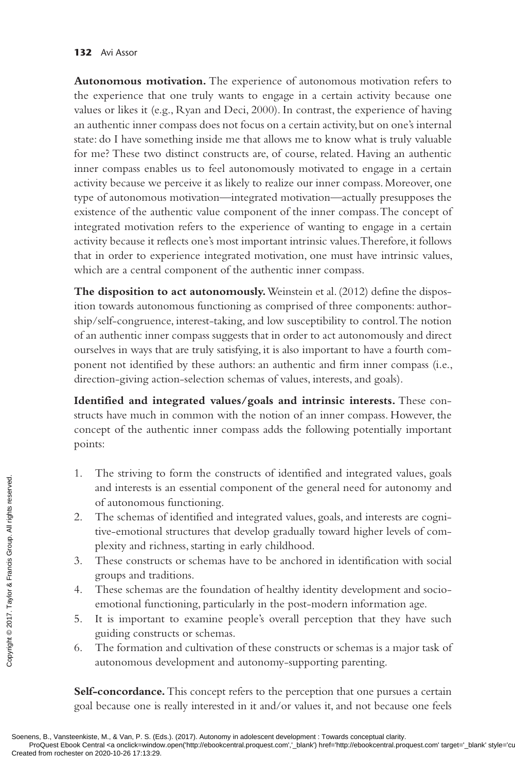**Autonomous motivation.** The experience of autonomous motivation refers to the experience that one truly wants to engage in a certain activity because one values or likes it (e.g., Ryan and Deci, 2000). In contrast, the experience of having an authentic inner compass does not focus on a certain activity, but on one's internal state: do I have something inside me that allows me to know what is truly valuable for me? These two distinct constructs are, of course, related. Having an authentic inner compass enables us to feel autonomously motivated to engage in a certain activity because we perceive it as likely to realize our inner compass. Moreover, one type of autonomous motivation—integrated motivation—actually presupposes the existence of the authentic value component of the inner compass. The concept of integrated motivation refers to the experience of wanting to engage in a certain activity because it reflects one's most important intrinsic values. Therefore, it follows that in order to experience integrated motivation, one must have intrinsic values, which are a central component of the authentic inner compass.

**The disposition to act autonomously.** Weinstein et al. (2012) define the disposition towards autonomous functioning as comprised of three components: authorship/self-congruence, interest-taking, and low susceptibility to control. The notion of an authentic inner compass suggests that in order to act autonomously and direct ourselves in ways that are truly satisfying, it is also important to have a fourth component not identified by these authors: an authentic and firm inner compass (i.e., direction-giving action-selection schemas of values, interests, and goals).

**Identified and integrated values/goals and intrinsic interests.** These constructs have much in common with the notion of an inner compass. However, the concept of the authentic inner compass adds the following potentially important points:

1. The striving to form the constructs of identified and integrated values, goals and interests is an essential component of the general need for autonomy and of autonomous functioning.
2. The schemas of identified and integrated values, goals, and interests are cognitive-emotional structures that develop gradually toward higher levels of complexity and richness, starting in early childhood.
3. These constructs or schemas have to be anchored in identification with social groups and traditions.
4. These schemas are the foundation of healthy identity development and socio-emotional functioning, particularly in the post-modern information age.
5. It is important to examine people's overall perception that they have such guiding constructs or schemas.
6. The formation and cultivation of these constructs or schemas is a major task of autonomous development and autonomy-supporting parenting.

**Self-concordance.** This concept refers to the perception that one pursues a certain goal because one is really interested in it and/or values it, and not because one feels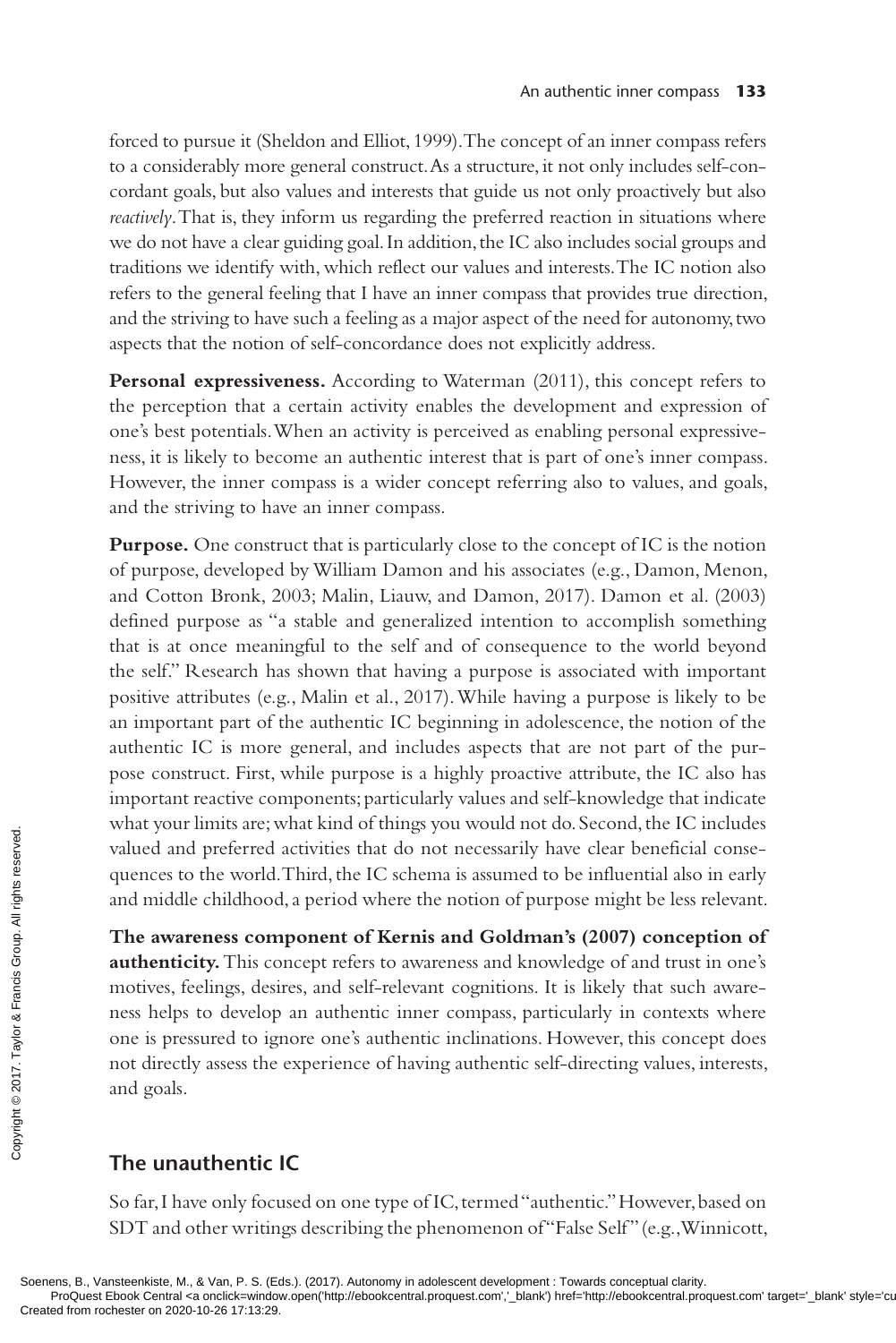forced to pursue it (Sheldon and Elliot, 1999). The concept of an inner compass refers to a considerably more general construct. As a structure, it not only includes self-concordant goals, but also values and interests that guide us not only proactively but also *reactively*. That is, they inform us regarding the preferred reaction in situations where we do not have a clear guiding goal. In addition, the IC also includes social groups and traditions we identify with, which reflect our values and interests. The IC notion also refers to the general feeling that I have an inner compass that provides true direction, and the striving to have such a feeling as a major aspect of the need for autonomy, two aspects that the notion of self-concordance does not explicitly address.

**Personal expressiveness.** According to Waterman (2011), this concept refers to the perception that a certain activity enables the development and expression of one's best potentials. When an activity is perceived as enabling personal expressiveness, it is likely to become an authentic interest that is part of one's inner compass. However, the inner compass is a wider concept referring also to values, and goals, and the striving to have an inner compass.

**Purpose.** One construct that is particularly close to the concept of IC is the notion of purpose, developed by William Damon and his associates (e.g., Damon, Menon, and Cotton Bronk, 2003; Malin, Liauw, and Damon, 2017). Damon et al. (2003) defined purpose as "a stable and generalized intention to accomplish something that is at once meaningful to the self and of consequence to the world beyond the self." Research has shown that having a purpose is associated with important positive attributes (e.g., Malin et al., 2017). While having a purpose is likely to be an important part of the authentic IC beginning in adolescence, the notion of the authentic IC is more general, and includes aspects that are not part of the purpose construct. First, while purpose is a highly proactive attribute, the IC also has important reactive components; particularly values and self-knowledge that indicate what your limits are; what kind of things you would not do. Second, the IC includes valued and preferred activities that do not necessarily have clear beneficial consequences to the world. Third, the IC schema is assumed to be influential also in early and middle childhood, a period where the notion of purpose might be less relevant.

**The awareness component of Kernis and Goldman's (2007) conception of authenticity.** This concept refers to awareness and knowledge of and trust in one's motives, feelings, desires, and self-relevant cognitions. It is likely that such awareness helps to develop an authentic inner compass, particularly in contexts where one is pressured to ignore one's authentic inclinations. However, this concept does not directly assess the experience of having authentic self-directing values, interests, and goals.

## The unauthentic IC

So far, I have only focused on one type of IC, termed "authentic." However, based on SDT and other writings describing the phenomenon of "False Self" (e.g., Winnicott,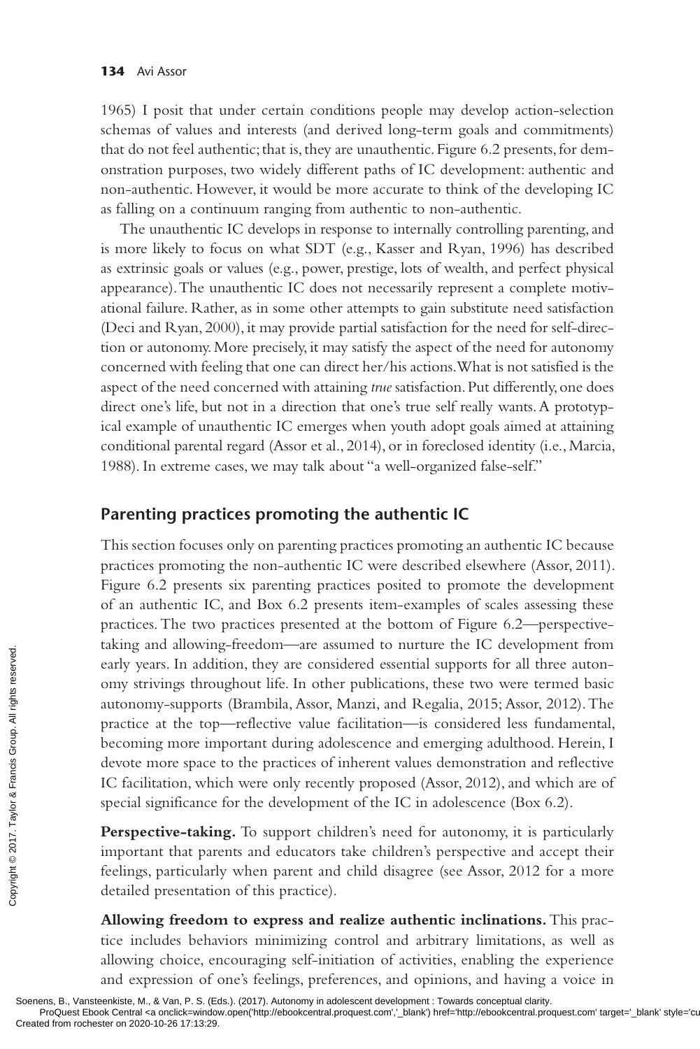1965) I posit that under certain conditions people may develop action-selection schemas of values and interests (and derived long-term goals and commitments) that do not feel authentic; that is, they are unauthentic. Figure 6.2 presents, for demonstration purposes, two widely different paths of IC development: authentic and non-authentic. However, it would be more accurate to think of the developing IC as falling on a continuum ranging from authentic to non-authentic.

The unauthentic IC develops in response to internally controlling parenting, and is more likely to focus on what SDT (e.g., Kasser and Ryan, 1996) has described as extrinsic goals or values (e.g., power, prestige, lots of wealth, and perfect physical appearance). The unauthentic IC does not necessarily represent a complete motivational failure. Rather, as in some other attempts to gain substitute need satisfaction (Deci and Ryan, 2000), it may provide partial satisfaction for the need for self-direction or autonomy. More precisely, it may satisfy the aspect of the need for autonomy concerned with feeling that one can direct her/his actions. What is not satisfied is the aspect of the need concerned with attaining *true* satisfaction. Put differently, one does direct one's life, but not in a direction that one's true self really wants. A prototypical example of unauthentic IC emerges when youth adopt goals aimed at attaining conditional parental regard (Assor et al., 2014), or in foreclosed identity (i.e., Marcia, 1988). In extreme cases, we may talk about "a well-organized false-self."

## Parenting practices promoting the authentic IC

This section focuses only on parenting practices promoting an authentic IC because practices promoting the non-authentic IC were described elsewhere (Assor, 2011). Figure 6.2 presents six parenting practices posited to promote the development of an authentic IC, and Box 6.2 presents item-examples of scales assessing these practices. The two practices presented at the bottom of Figure 6.2—perspective-taking and allowing-freedom—are assumed to nurture the IC development from early years. In addition, they are considered essential supports for all three autonomy strivings throughout life. In other publications, these two were termed basic autonomy-supports (Brambila, Assor, Manzi, and Regalia, 2015; Assor, 2012). The practice at the top—reflective value facilitation—is considered less fundamental, becoming more important during adolescence and emerging adulthood. Herein, I devote more space to the practices of inherent values demonstration and reflective IC facilitation, which were only recently proposed (Assor, 2012), and which are of special significance for the development of the IC in adolescence (Box 6.2).

**Perspective-taking.** To support children's need for autonomy, it is particularly important that parents and educators take children's perspective and accept their feelings, particularly when parent and child disagree (see Assor, 2012 for a more detailed presentation of this practice).

**Allowing freedom to express and realize authentic inclinations.** This practice includes behaviors minimizing control and arbitrary limitations, as well as allowing choice, encouraging self-initiation of activities, enabling the experience and expression of one's feelings, preferences, and opinions, and having a voice in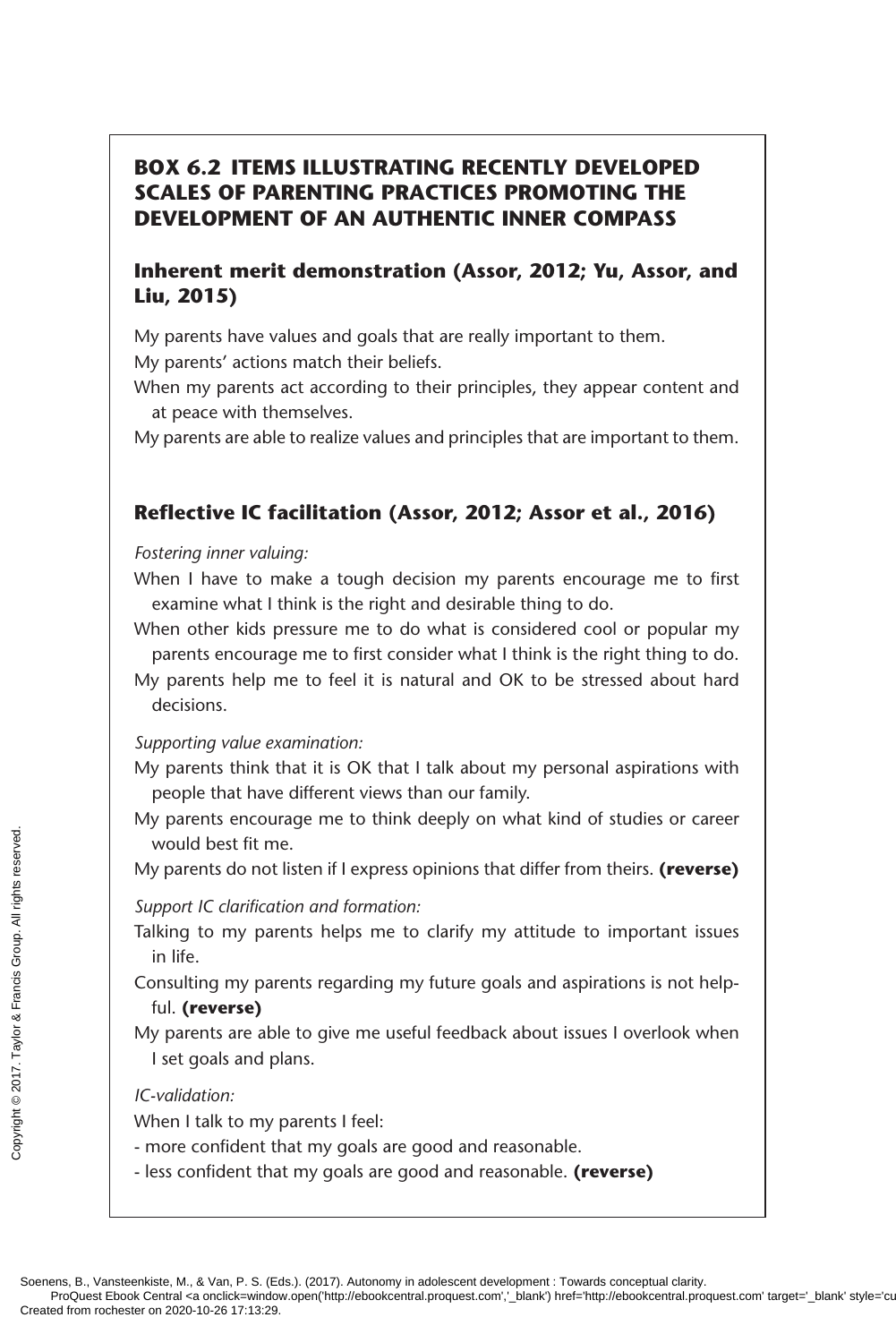## BOX 6.2 ITEMS ILLUSTRATING RECENTLY DEVELOPED SCALES OF PARENTING PRACTICES PROMOTING THE DEVELOPMENT OF AN AUTHENTIC INNER COMPASS

### Inherent merit demonstration (Assor, 2012; Yu, Assor, and Liu, 2015)

My parents have values and goals that are really important to them.
My parents' actions match their beliefs.
When my parents act according to their principles, they appear content and at peace with themselves.
My parents are able to realize values and principles that are important to them.

### Reflective IC facilitation (Assor, 2012; Assor et al., 2016)

*Fostering inner valuing:*

When I have to make a tough decision my parents encourage me to first examine what I think is the right and desirable thing to do.
When other kids pressure me to do what is considered cool or popular my parents encourage me to first consider what I think is the right thing to do.
My parents help me to feel it is natural and OK to be stressed about hard decisions.

*Supporting value examination:*

My parents think that it is OK that I talk about my personal aspirations with people that have different views than our family.
My parents encourage me to think deeply on what kind of studies or career would best fit me.
My parents do not listen if I express opinions that differ from theirs. **(reverse)**

*Support IC clarification and formation:*

Talking to my parents helps me to clarify my attitude to important issues in life.
Consulting my parents regarding my future goals and aspirations is not helpful. **(reverse)**
My parents are able to give me useful feedback about issues I overlook when I set goals and plans.

*IC-validation:*

When I talk to my parents I feel:
- more confident that my goals are good and reasonable.
- less confident that my goals are good and reasonable. **(reverse)**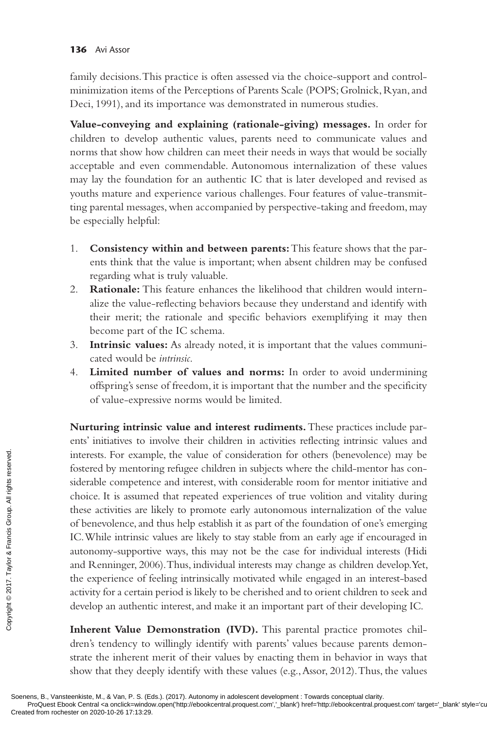family decisions. This practice is often assessed via the choice-support and control-minimization items of the Perceptions of Parents Scale (POPS; Grolnick, Ryan, and Deci, 1991), and its importance was demonstrated in numerous studies.

**Value-conveying and explaining (rationale-giving) messages.** In order for children to develop authentic values, parents need to communicate values and norms that show how children can meet their needs in ways that would be socially acceptable and even commendable. Autonomous internalization of these values may lay the foundation for an authentic IC that is later developed and revised as youths mature and experience various challenges. Four features of value-transmitting parental messages, when accompanied by perspective-taking and freedom, may be especially helpful:

1. **Consistency within and between parents:** This feature shows that the parents think that the value is important; when absent children may be confused regarding what is truly valuable.
2. **Rationale:** This feature enhances the likelihood that children would internalize the value-reflecting behaviors because they understand and identify with their merit; the rationale and specific behaviors exemplifying it may then become part of the IC schema.
3. **Intrinsic values:** As already noted, it is important that the values communicated would be *intrinsic*.
4. **Limited number of values and norms:** In order to avoid undermining offspring's sense of freedom, it is important that the number and the specificity of value-expressive norms would be limited.

**Nurturing intrinsic value and interest rudiments.** These practices include parents' initiatives to involve their children in activities reflecting intrinsic values and interests. For example, the value of consideration for others (benevolence) may be fostered by mentoring refugee children in subjects where the child-mentor has considerable competence and interest, with considerable room for mentor initiative and choice. It is assumed that repeated experiences of true volition and vitality during these activities are likely to promote early autonomous internalization of the value of benevolence, and thus help establish it as part of the foundation of one's emerging IC. While intrinsic values are likely to stay stable from an early age if encouraged in autonomy-supportive ways, this may not be the case for individual interests (Hidi and Renninger, 2006). Thus, individual interests may change as children develop. Yet, the experience of feeling intrinsically motivated while engaged in an interest-based activity for a certain period is likely to be cherished and to orient children to seek and develop an authentic interest, and make it an important part of their developing IC.

**Inherent Value Demonstration (IVD).** This parental practice promotes children's tendency to willingly identify with parents' values because parents demonstrate the inherent merit of their values by enacting them in behavior in ways that show that they deeply identify with these values (e.g., Assor, 2012). Thus, the values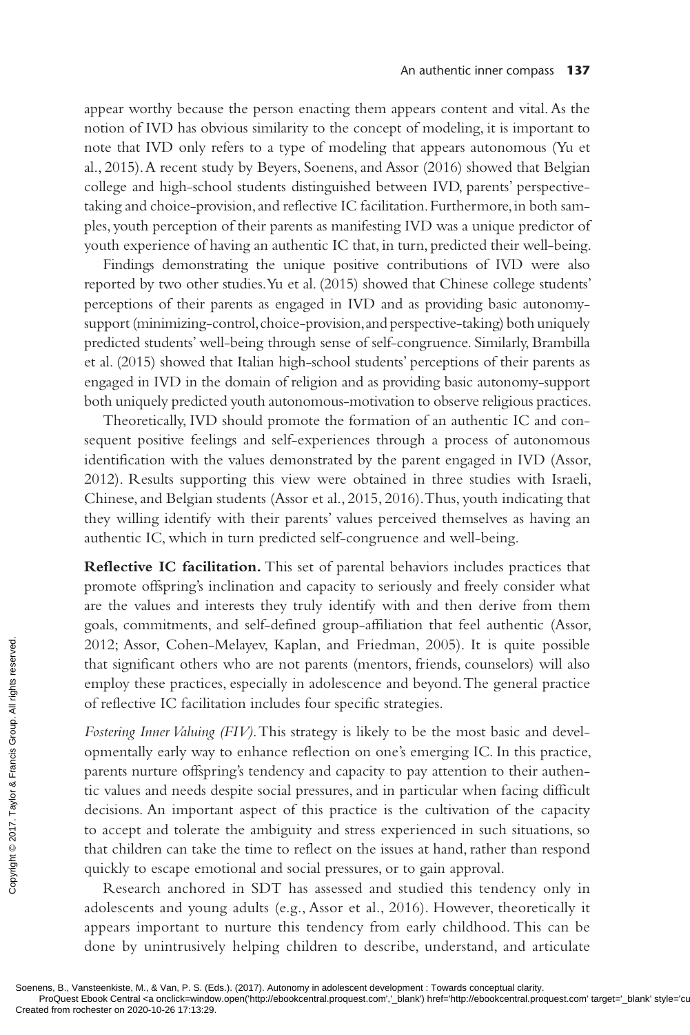appear worthy because the person enacting them appears content and vital. As the notion of IVD has obvious similarity to the concept of modeling, it is important to note that IVD only refers to a type of modeling that appears autonomous (Yu et al., 2015). A recent study by Beyers, Soenens, and Assor (2016) showed that Belgian college and high-school students distinguished between IVD, parents' perspective-taking and choice-provision, and reflective IC facilitation. Furthermore, in both samples, youth perception of their parents as manifesting IVD was a unique predictor of youth experience of having an authentic IC that, in turn, predicted their well-being.

Findings demonstrating the unique positive contributions of IVD were also reported by two other studies. Yu et al. (2015) showed that Chinese college students' perceptions of their parents as engaged in IVD and as providing basic autonomy-support (minimizing-control, choice-provision, and perspective-taking) both uniquely predicted students' well-being through sense of self-congruence. Similarly, Brambilla et al. (2015) showed that Italian high-school students' perceptions of their parents as engaged in IVD in the domain of religion and as providing basic autonomy-support both uniquely predicted youth autonomous-motivation to observe religious practices.

Theoretically, IVD should promote the formation of an authentic IC and consequent positive feelings and self-experiences through a process of autonomous identification with the values demonstrated by the parent engaged in IVD (Assor, 2012). Results supporting this view were obtained in three studies with Israeli, Chinese, and Belgian students (Assor et al., 2015, 2016). Thus, youth indicating that they willing identify with their parents' values perceived themselves as having an authentic IC, which in turn predicted self-congruence and well-being.

**Reflective IC facilitation.** This set of parental behaviors includes practices that promote offspring's inclination and capacity to seriously and freely consider what are the values and interests they truly identify with and then derive from them goals, commitments, and self-defined group-affiliation that feel authentic (Assor, 2012; Assor, Cohen-Melayev, Kaplan, and Friedman, 2005). It is quite possible that significant others who are not parents (mentors, friends, counselors) will also employ these practices, especially in adolescence and beyond. The general practice of reflective IC facilitation includes four specific strategies.

*Fostering Inner Valuing (FIV).* This strategy is likely to be the most basic and developmentally early way to enhance reflection on one's emerging IC. In this practice, parents nurture offspring's tendency and capacity to pay attention to their authentic values and needs despite social pressures, and in particular when facing difficult decisions. An important aspect of this practice is the cultivation of the capacity to accept and tolerate the ambiguity and stress experienced in such situations, so that children can take the time to reflect on the issues at hand, rather than respond quickly to escape emotional and social pressures, or to gain approval.

Research anchored in SDT has assessed and studied this tendency only in adolescents and young adults (e.g., Assor et al., 2016). However, theoretically it appears important to nurture this tendency from early childhood. This can be done by unintrusively helping children to describe, understand, and articulate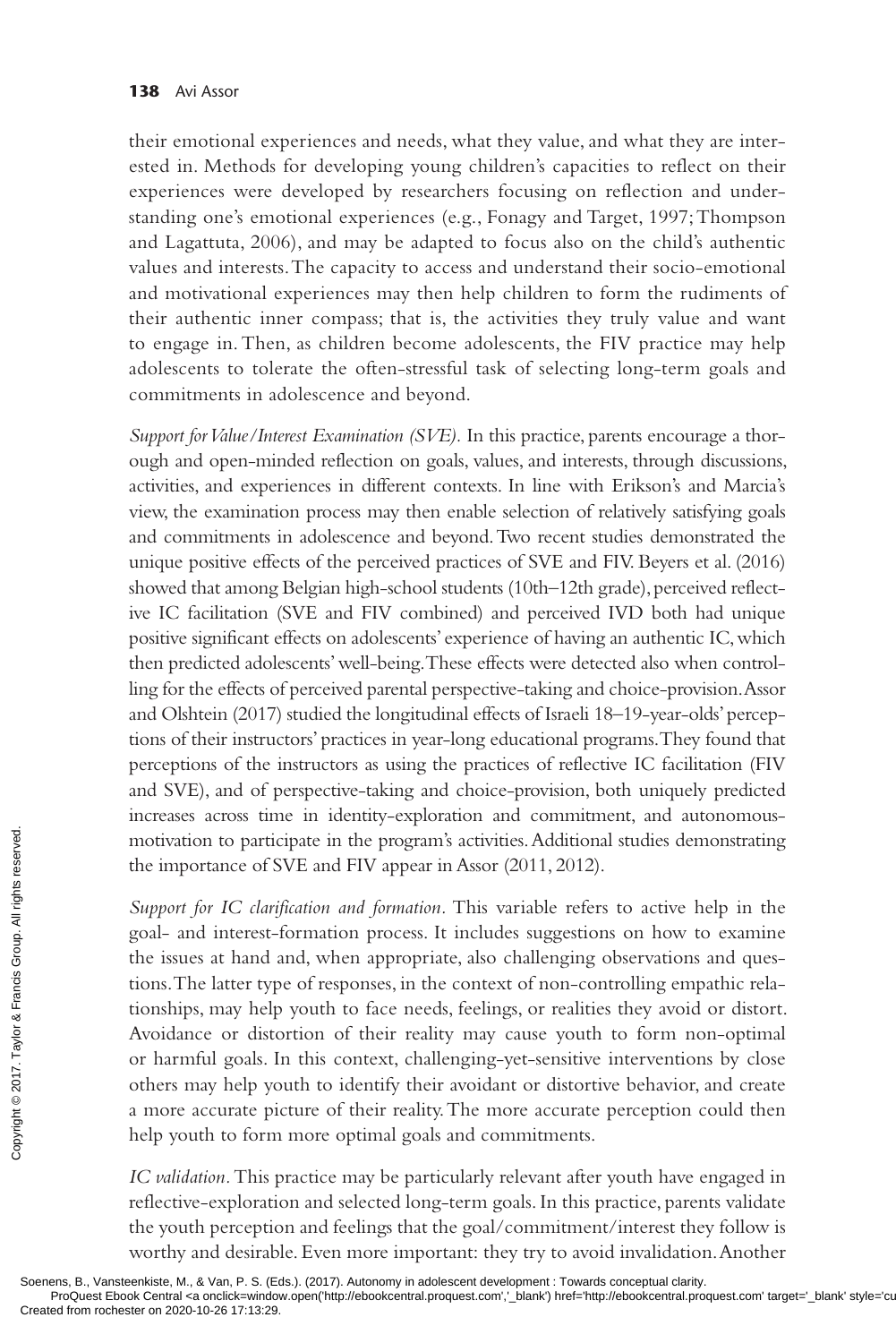their emotional experiences and needs, what they value, and what they are interested in. Methods for developing young children's capacities to reflect on their experiences were developed by researchers focusing on reflection and understanding one's emotional experiences (e.g., Fonagy and Target, 1997; Thompson and Lagattuta, 2006), and may be adapted to focus also on the child's authentic values and interests. The capacity to access and understand their socio-emotional and motivational experiences may then help children to form the rudiments of their authentic inner compass; that is, the activities they truly value and want to engage in. Then, as children become adolescents, the FIV practice may help adolescents to tolerate the often-stressful task of selecting long-term goals and commitments in adolescence and beyond.

*Support for Value/Interest Examination (SVE).* In this practice, parents encourage a thorough and open-minded reflection on goals, values, and interests, through discussions, activities, and experiences in different contexts. In line with Erikson's and Marcia's view, the examination process may then enable selection of relatively satisfying goals and commitments in adolescence and beyond. Two recent studies demonstrated the unique positive effects of the perceived practices of SVE and FIV. Beyers et al. (2016) showed that among Belgian high-school students (10th–12th grade), perceived reflective IC facilitation (SVE and FIV combined) and perceived IVD both had unique positive significant effects on adolescents' experience of having an authentic IC, which then predicted adolescents' well-being. These effects were detected also when controlling for the effects of perceived parental perspective-taking and choice-provision. Assor and Olshtein (2017) studied the longitudinal effects of Israeli 18–19-year-olds' perceptions of their instructors' practices in year-long educational programs. They found that perceptions of the instructors as using the practices of reflective IC facilitation (FIV and SVE), and of perspective-taking and choice-provision, both uniquely predicted increases across time in identity-exploration and commitment, and autonomous-motivation to participate in the program's activities. Additional studies demonstrating the importance of SVE and FIV appear in Assor (2011, 2012).

*Support for IC clarification and formation.* This variable refers to active help in the goal- and interest-formation process. It includes suggestions on how to examine the issues at hand and, when appropriate, also challenging observations and questions. The latter type of responses, in the context of non-controlling empathic relationships, may help youth to face needs, feelings, or realities they avoid or distort. Avoidance or distortion of their reality may cause youth to form non-optimal or harmful goals. In this context, challenging-yet-sensitive interventions by close others may help youth to identify their avoidant or distortive behavior, and create a more accurate picture of their reality. The more accurate perception could then help youth to form more optimal goals and commitments.

*IC validation.* This practice may be particularly relevant after youth have engaged in reflective-exploration and selected long-term goals. In this practice, parents validate the youth perception and feelings that the goal/commitment/interest they follow is worthy and desirable. Even more important: they try to avoid invalidation. Another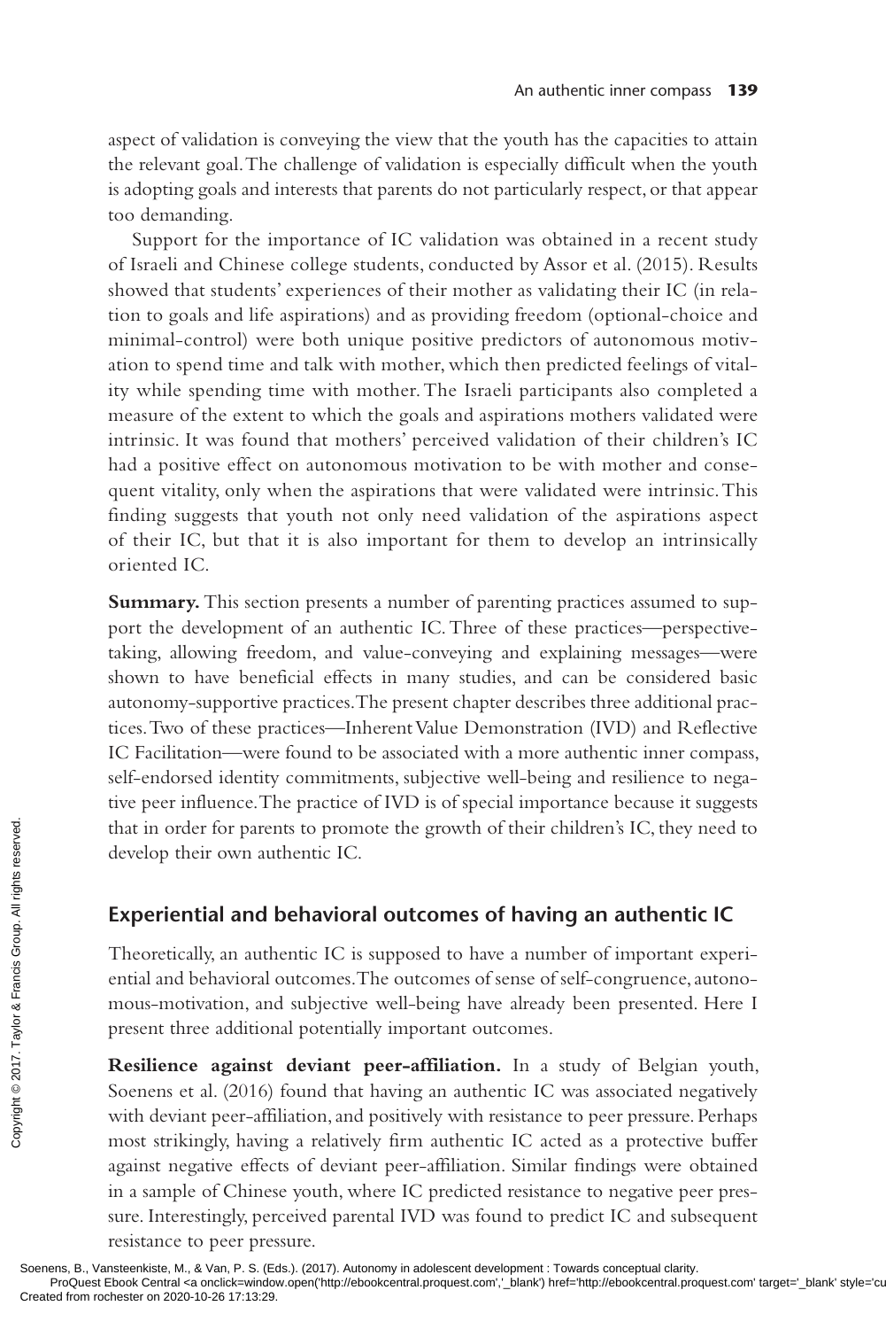aspect of validation is conveying the view that the youth has the capacities to attain the relevant goal. The challenge of validation is especially difficult when the youth is adopting goals and interests that parents do not particularly respect, or that appear too demanding.

Support for the importance of IC validation was obtained in a recent study of Israeli and Chinese college students, conducted by Assor et al. (2015). Results showed that students' experiences of their mother as validating their IC (in relation to goals and life aspirations) and as providing freedom (optional-choice and minimal-control) were both unique positive predictors of autonomous motivation to spend time and talk with mother, which then predicted feelings of vitality while spending time with mother. The Israeli participants also completed a measure of the extent to which the goals and aspirations mothers validated were intrinsic. It was found that mothers' perceived validation of their children's IC had a positive effect on autonomous motivation to be with mother and consequent vitality, only when the aspirations that were validated were intrinsic. This finding suggests that youth not only need validation of the aspirations aspect of their IC, but that it is also important for them to develop an intrinsically oriented IC.

**Summary.** This section presents a number of parenting practices assumed to support the development of an authentic IC. Three of these practices—perspective-taking, allowing freedom, and value-conveying and explaining messages—were shown to have beneficial effects in many studies, and can be considered basic autonomy-supportive practices. The present chapter describes three additional practices. Two of these practices—Inherent Value Demonstration (IVD) and Reflective IC Facilitation—were found to be associated with a more authentic inner compass, self-endorsed identity commitments, subjective well-being and resilience to negative peer influence. The practice of IVD is of special importance because it suggests that in order for parents to promote the growth of their children's IC, they need to develop their own authentic IC.

## Experiential and behavioral outcomes of having an authentic IC

Theoretically, an authentic IC is supposed to have a number of important experiential and behavioral outcomes. The outcomes of sense of self-congruence, autonomous-motivation, and subjective well-being have already been presented. Here I present three additional potentially important outcomes.

**Resilience against deviant peer-affiliation.** In a study of Belgian youth, Soenens et al. (2016) found that having an authentic IC was associated negatively with deviant peer-affiliation, and positively with resistance to peer pressure. Perhaps most strikingly, having a relatively firm authentic IC acted as a protective buffer against negative effects of deviant peer-affiliation. Similar findings were obtained in a sample of Chinese youth, where IC predicted resistance to negative peer pressure. Interestingly, perceived parental IVD was found to predict IC and subsequent resistance to peer pressure.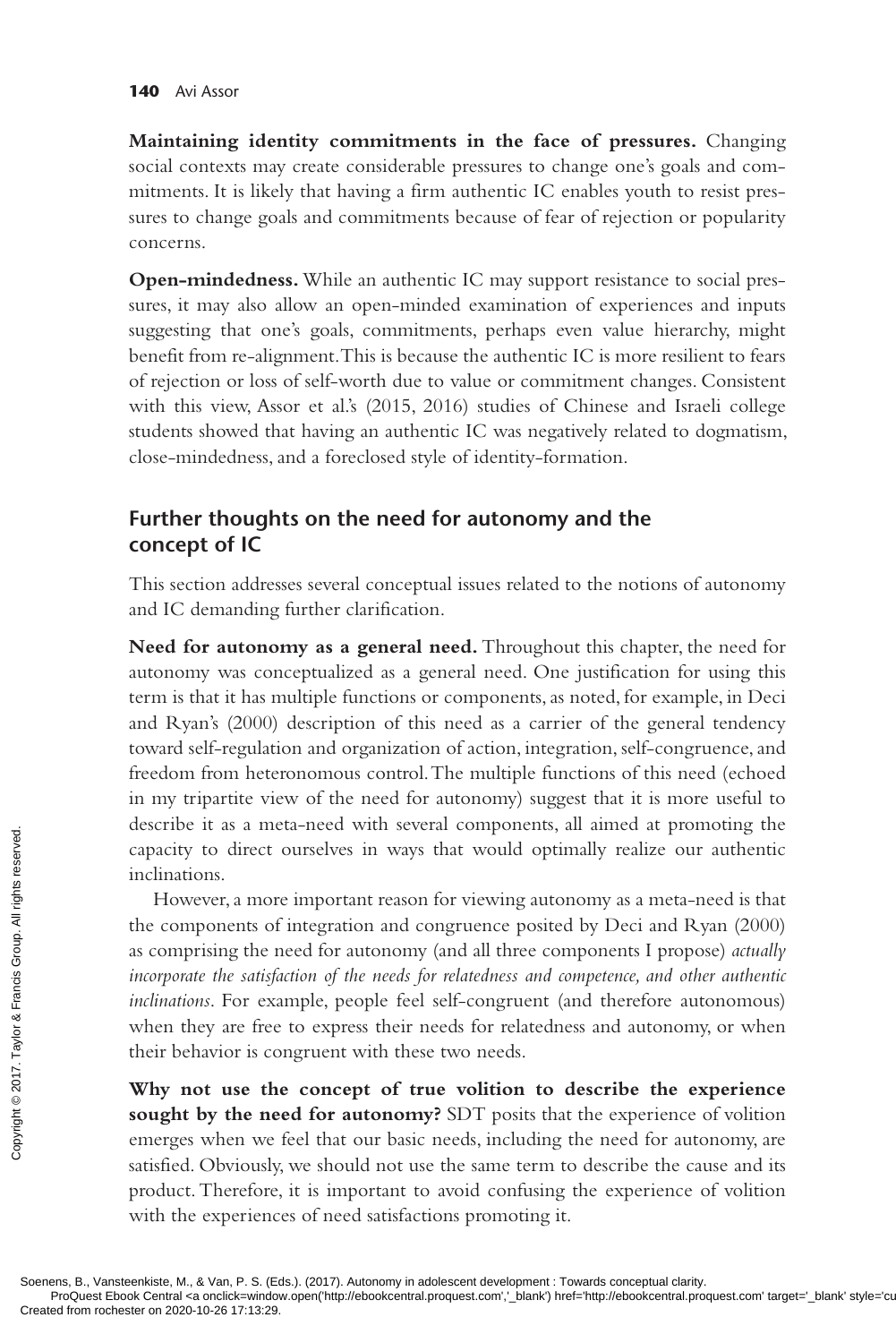**Maintaining identity commitments in the face of pressures.** Changing social contexts may create considerable pressures to change one's goals and commitments. It is likely that having a firm authentic IC enables youth to resist pressures to change goals and commitments because of fear of rejection or popularity concerns.

**Open-mindedness.** While an authentic IC may support resistance to social pressures, it may also allow an open-minded examination of experiences and inputs suggesting that one's goals, commitments, perhaps even value hierarchy, might benefit from re-alignment. This is because the authentic IC is more resilient to fears of rejection or loss of self-worth due to value or commitment changes. Consistent with this view, Assor et al.'s (2015, 2016) studies of Chinese and Israeli college students showed that having an authentic IC was negatively related to dogmatism, close-mindedness, and a foreclosed style of identity-formation.

## Further thoughts on the need for autonomy and the concept of IC

This section addresses several conceptual issues related to the notions of autonomy and IC demanding further clarification.

**Need for autonomy as a general need.** Throughout this chapter, the need for autonomy was conceptualized as a general need. One justification for using this term is that it has multiple functions or components, as noted, for example, in Deci and Ryan's (2000) description of this need as a carrier of the general tendency toward self-regulation and organization of action, integration, self-congruence, and freedom from heteronomous control. The multiple functions of this need (echoed in my tripartite view of the need for autonomy) suggest that it is more useful to describe it as a meta-need with several components, all aimed at promoting the capacity to direct ourselves in ways that would optimally realize our authentic inclinations.

However, a more important reason for viewing autonomy as a meta-need is that the components of integration and congruence posited by Deci and Ryan (2000) as comprising the need for autonomy (and all three components I propose) *actually incorporate the satisfaction of the needs for relatedness and competence, and other authentic inclinations*. For example, people feel self-congruent (and therefore autonomous) when they are free to express their needs for relatedness and autonomy, or when their behavior is congruent with these two needs.

**Why not use the concept of true volition to describe the experience sought by the need for autonomy?** SDT posits that the experience of volition emerges when we feel that our basic needs, including the need for autonomy, are satisfied. Obviously, we should not use the same term to describe the cause and its product. Therefore, it is important to avoid confusing the experience of volition with the experiences of need satisfactions promoting it.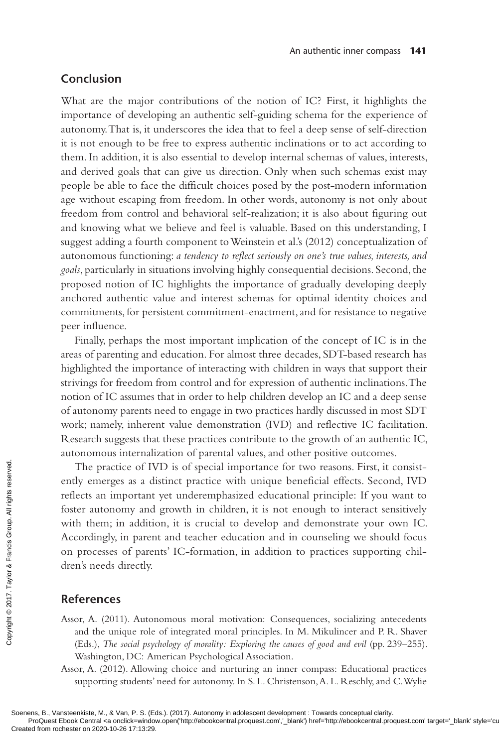## Conclusion

What are the major contributions of the notion of IC? First, it highlights the importance of developing an authentic self-guiding schema for the experience of autonomy. That is, it underscores the idea that to feel a deep sense of self-direction it is not enough to be free to express authentic inclinations or to act according to them. In addition, it is also essential to develop internal schemas of values, interests, and derived goals that can give us direction. Only when such schemas exist may people be able to face the difficult choices posed by the post-modern information age without escaping from freedom. In other words, autonomy is not only about freedom from control and behavioral self-realization; it is also about figuring out and knowing what we believe and feel is valuable. Based on this understanding, I suggest adding a fourth component to Weinstein et al.'s (2012) conceptualization of autonomous functioning: *a tendency to reflect seriously on one's true values, interests, and goals*, particularly in situations involving highly consequential decisions. Second, the proposed notion of IC highlights the importance of gradually developing deeply anchored authentic value and interest schemas for optimal identity choices and commitments, for persistent commitment-enactment, and for resistance to negative peer influence.

Finally, perhaps the most important implication of the concept of IC is in the areas of parenting and education. For almost three decades, SDT-based research has highlighted the importance of interacting with children in ways that support their strivings for freedom from control and for expression of authentic inclinations. The notion of IC assumes that in order to help children develop an IC and a deep sense of autonomy parents need to engage in two practices hardly discussed in most SDT work; namely, inherent value demonstration (IVD) and reflective IC facilitation. Research suggests that these practices contribute to the growth of an authentic IC, autonomous internalization of parental values, and other positive outcomes.

The practice of IVD is of special importance for two reasons. First, it consistently emerges as a distinct practice with unique beneficial effects. Second, IVD reflects an important yet underemphasized educational principle: If you want to foster autonomy and growth in children, it is not enough to interact sensitively with them; in addition, it is crucial to develop and demonstrate your own IC. Accordingly, in parent and teacher education and in counseling we should focus on processes of parents' IC-formation, in addition to practices supporting children's needs directly.

## References

Assor, A. (2011). Autonomous moral motivation: Consequences, socializing antecedents and the unique role of integrated moral principles. In M. Mikulincer and P. R. Shaver (Eds.), *The social psychology of morality: Exploring the causes of good and evil* (pp. 239–255). Washington, DC: American Psychological Association.

Assor, A. (2012). Allowing choice and nurturing an inner compass: Educational practices supporting students' need for autonomy. In S. L. Christenson, A. L. Reschly, and C. Wylie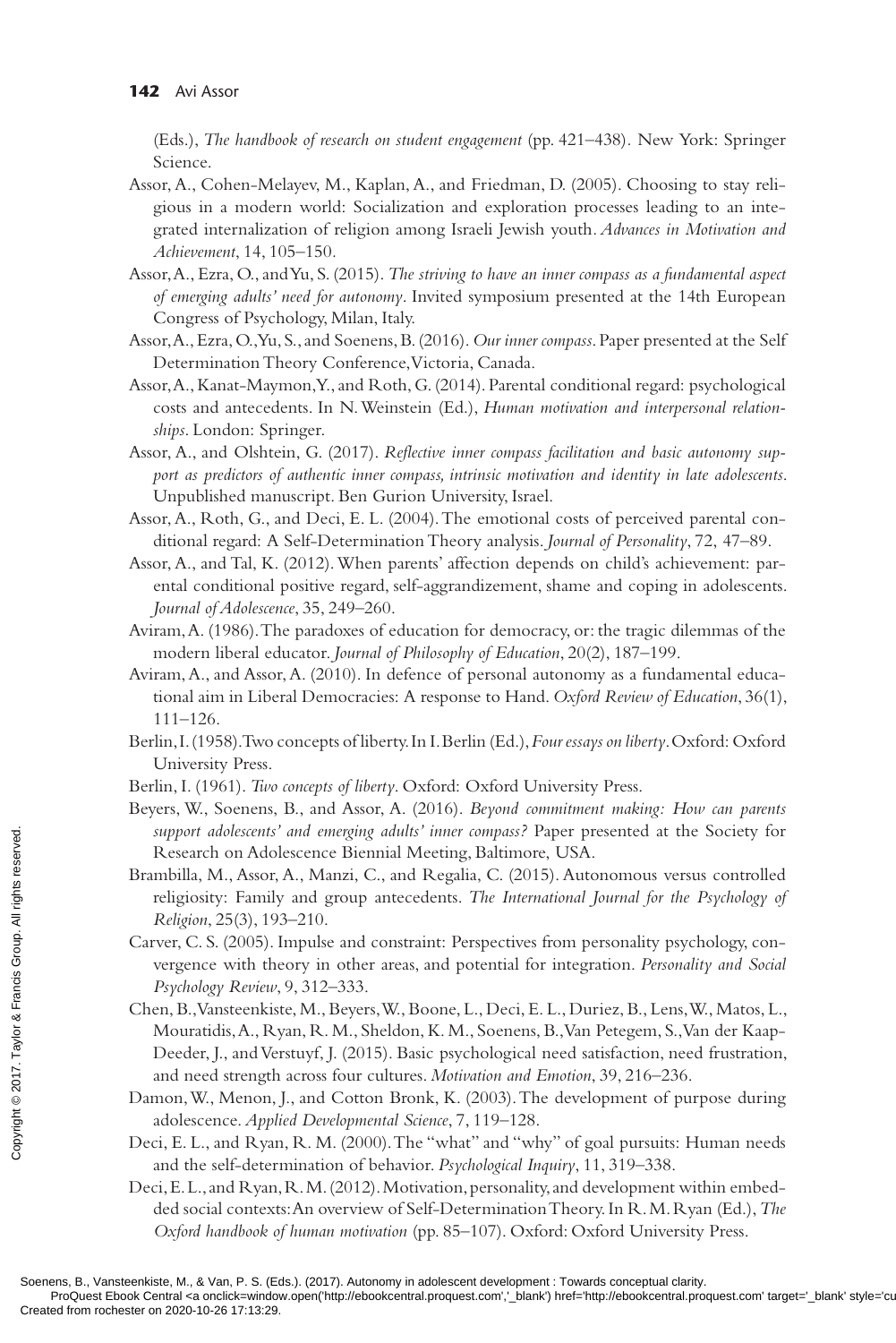(Eds.), *The handbook of research on student engagement* (pp. 421–438). New York: Springer Science.

Assor, A., Cohen-Melayev, M., Kaplan, A., and Friedman, D. (2005). Choosing to stay religious in a modern world: Socialization and exploration processes leading to an integrated internalization of religion among Israeli Jewish youth. *Advances in Motivation and Achievement*, 14, 105–150.

Assor, A., Ezra, O., and Yu, S. (2015). *The striving to have an inner compass as a fundamental aspect of emerging adults' need for autonomy*. Invited symposium presented at the 14th European Congress of Psychology, Milan, Italy.

Assor, A., Ezra, O., Yu, S., and Soenens, B. (2016). *Our inner compass*. Paper presented at the Self Determination Theory Conference, Victoria, Canada.

Assor, A., Kanat-Maymon, Y., and Roth, G. (2014). Parental conditional regard: psychological costs and antecedents. In N. Weinstein (Ed.), *Human motivation and interpersonal relationships*. London: Springer.

Assor, A., and Olshtein, G. (2017). *Reflective inner compass facilitation and basic autonomy support as predictors of authentic inner compass, intrinsic motivation and identity in late adolescents*. Unpublished manuscript. Ben Gurion University, Israel.

Assor, A., Roth, G., and Deci, E. L. (2004). The emotional costs of perceived parental conditional regard: A Self-Determination Theory analysis. *Journal of Personality*, 72, 47–89.

Assor, A., and Tal, K. (2012). When parents' affection depends on child's achievement: parental conditional positive regard, self-aggrandizement, shame and coping in adolescents. *Journal of Adolescence*, 35, 249–260.

Aviram, A. (1986). The paradoxes of education for democracy, or: the tragic dilemmas of the modern liberal educator. *Journal of Philosophy of Education*, 20(2), 187–199.

Aviram, A., and Assor, A. (2010). In defence of personal autonomy as a fundamental educational aim in Liberal Democracies: A response to Hand. *Oxford Review of Education*, 36(1), 111–126.

Berlin, I. (1958). Two concepts of liberty. In I. Berlin (Ed.), *Four essays on liberty*. Oxford: Oxford University Press.

Berlin, I. (1961). *Two concepts of liberty*. Oxford: Oxford University Press.

Beyers, W., Soenens, B., and Assor, A. (2016). *Beyond commitment making: How can parents support adolescents' and emerging adults' inner compass?* Paper presented at the Society for Research on Adolescence Biennial Meeting, Baltimore, USA.

Brambilla, M., Assor, A., Manzi, C., and Regalia, C. (2015). Autonomous versus controlled religiosity: Family and group antecedents. *The International Journal for the Psychology of Religion*, 25(3), 193–210.

Carver, C. S. (2005). Impulse and constraint: Perspectives from personality psychology, convergence with theory in other areas, and potential for integration. *Personality and Social Psychology Review*, 9, 312–333.

Chen, B., Vansteenkiste, M., Beyers, W., Boone, L., Deci, E. L., Duriez, B., Lens, W., Matos, L., Mouratidis, A., Ryan, R. M., Sheldon, K. M., Soenens, B., Van Petegem, S., Van der Kaap-Deeder, J., and Verstuyf, J. (2015). Basic psychological need satisfaction, need frustration, and need strength across four cultures. *Motivation and Emotion*, 39, 216–236.

Damon, W., Menon, J., and Cotton Bronk, K. (2003). The development of purpose during adolescence. *Applied Developmental Science*, 7, 119–128.

Deci, E. L., and Ryan, R. M. (2000). The "what" and "why" of goal pursuits: Human needs and the self-determination of behavior. *Psychological Inquiry*, 11, 319–338.

Deci, E. L., and Ryan, R. M. (2012). Motivation, personality, and development within embedded social contexts: An overview of Self-Determination Theory. In R. M. Ryan (Ed.), *The Oxford handbook of human motivation* (pp. 85–107). Oxford: Oxford University Press.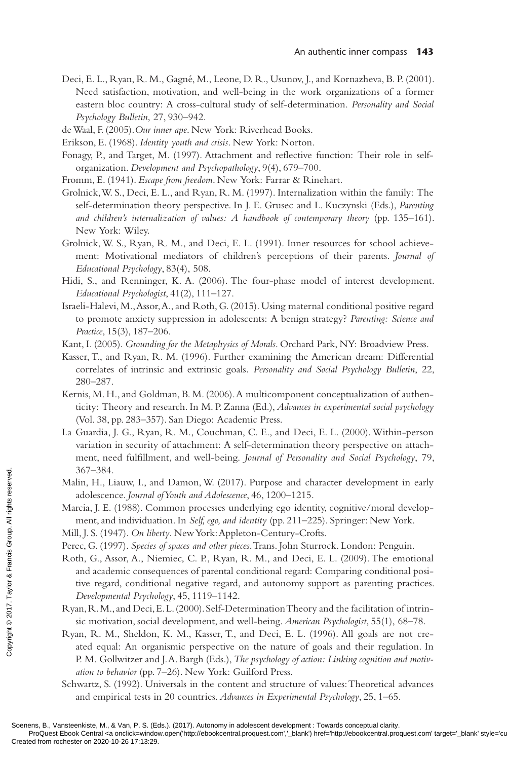Deci, E. L., Ryan, R. M., Gagné, M., Leone, D. R., Usunov, J., and Kornazheva, B. P. (2001). Need satisfaction, motivation, and well-being in the work organizations of a former eastern bloc country: A cross-cultural study of self-determination. *Personality and Social Psychology Bulletin*, 27, 930–942.

de Waal, F. (2005). *Our inner ape*. New York: Riverhead Books.

Erikson, E. (1968). *Identity youth and crisis*. New York: Norton.

Fonagy, P., and Target, M. (1997). Attachment and reflective function: Their role in self-organization. *Development and Psychopathology*, 9(4), 679–700.

Fromm, E. (1941). *Escape from freedom*. New York: Farrar & Rinehart.

Grolnick, W. S., Deci, E. L., and Ryan, R. M. (1997). Internalization within the family: The self-determination theory perspective. In J. E. Grusec and L. Kuczynski (Eds.), *Parenting and children's internalization of values: A handbook of contemporary theory* (pp. 135–161). New York: Wiley.

Grolnick, W. S., Ryan, R. M., and Deci, E. L. (1991). Inner resources for school achievement: Motivational mediators of children's perceptions of their parents. *Journal of Educational Psychology*, 83(4), 508.

Hidi, S., and Renninger, K. A. (2006). The four-phase model of interest development. *Educational Psychologist*, 41(2), 111–127.

Israeli-Halevi, M., Assor, A., and Roth, G. (2015). Using maternal conditional positive regard to promote anxiety suppression in adolescents: A benign strategy? *Parenting: Science and Practice*, 15(3), 187–206.

Kant, I. (2005). *Grounding for the Metaphysics of Morals*. Orchard Park, NY: Broadview Press.

Kasser, T., and Ryan, R. M. (1996). Further examining the American dream: Differential correlates of intrinsic and extrinsic goals. *Personality and Social Psychology Bulletin*, 22, 280–287.

Kernis, M. H., and Goldman, B. M. (2006). A multicomponent conceptualization of authenticity: Theory and research. In M. P. Zanna (Ed.), *Advances in experimental social psychology* (Vol. 38, pp. 283–357). San Diego: Academic Press.

La Guardia, J. G., Ryan, R. M., Couchman, C. E., and Deci, E. L. (2000). Within-person variation in security of attachment: A self-determination theory perspective on attachment, need fulfillment, and well-being. *Journal of Personality and Social Psychology*, 79, 367–384.

Malin, H., Liauw, I., and Damon, W. (2017). Purpose and character development in early adolescence. *Journal of Youth and Adolescence*, 46, 1200–1215.

Marcia, J. E. (1988). Common processes underlying ego identity, cognitive/moral development, and individuation. In *Self, ego, and identity* (pp. 211–225). Springer: New York.

Mill, J. S. (1947). *On liberty*. New York: Appleton-Century-Crofts.

Perec, G. (1997). *Species of spaces and other pieces*. Trans. John Sturrock. London: Penguin.

Roth, G., Assor, A., Niemiec, C. P., Ryan, R. M., and Deci, E. L. (2009). The emotional and academic consequences of parental conditional regard: Comparing conditional positive regard, conditional negative regard, and autonomy support as parenting practices. *Developmental Psychology*, 45, 1119–1142.

Ryan, R. M., and Deci, E. L. (2000). Self-Determination Theory and the facilitation of intrinsic motivation, social development, and well-being. *American Psychologist*, 55(1), 68–78.

Ryan, R. M., Sheldon, K. M., Kasser, T., and Deci, E. L. (1996). All goals are not created equal: An organismic perspective on the nature of goals and their regulation. In P. M. Gollwitzer and J. A. Bargh (Eds.), *The psychology of action: Linking cognition and motivation to behavior* (pp. 7–26). New York: Guilford Press.

Schwartz, S. (1992). Universals in the content and structure of values: Theoretical advances and empirical tests in 20 countries. *Advances in Experimental Psychology*, 25, 1–65.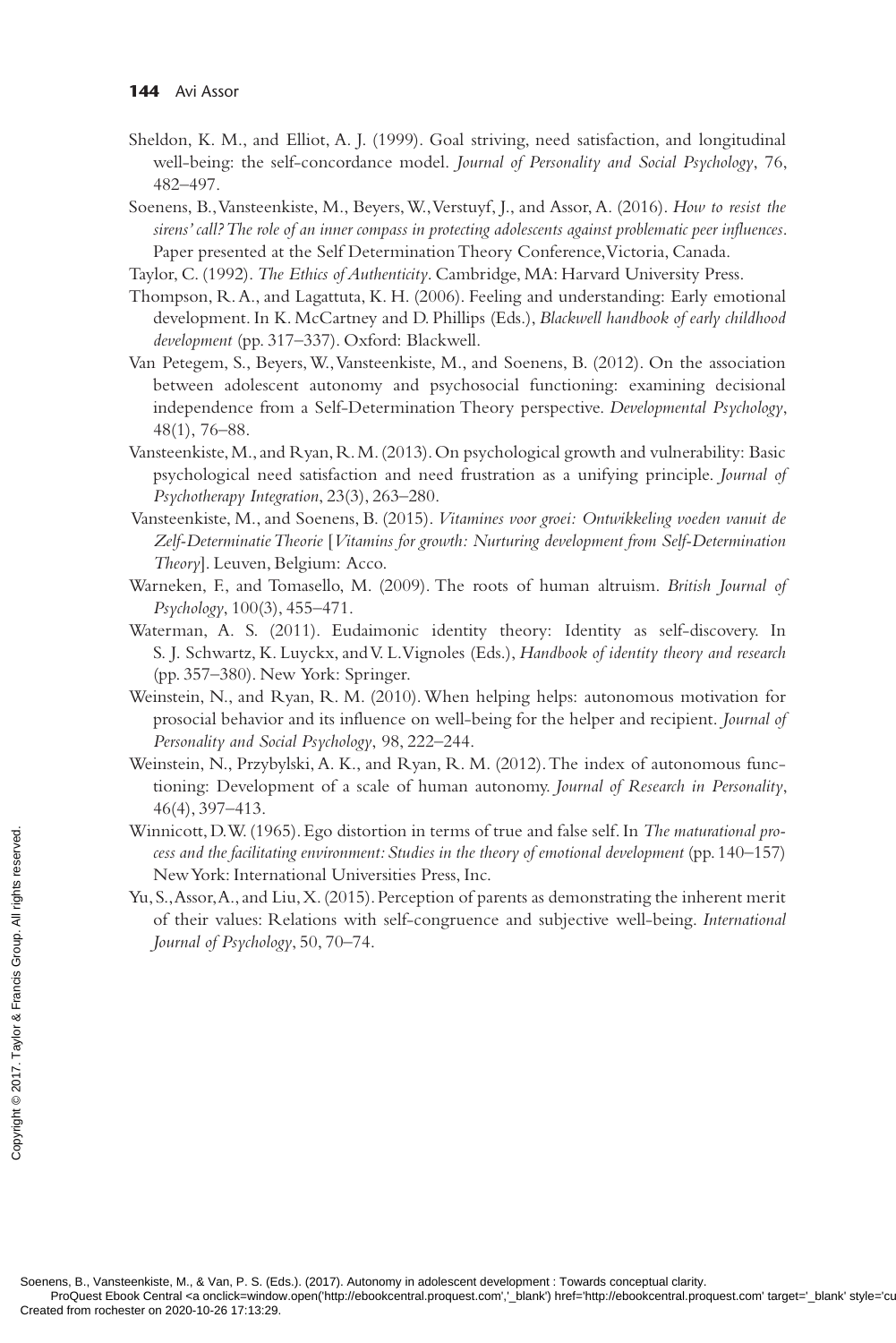Sheldon, K. M., and Elliot, A. J. (1999). Goal striving, need satisfaction, and longitudinal well-being: the self-concordance model. *Journal of Personality and Social Psychology*, 76, 482–497.

Soenens, B., Vansteenkiste, M., Beyers, W., Verstuyf, J., and Assor, A. (2016). *How to resist the sirens' call? The role of an inner compass in protecting adolescents against problematic peer influences*. Paper presented at the Self Determination Theory Conference, Victoria, Canada.

Taylor, C. (1992). *The Ethics of Authenticity*. Cambridge, MA: Harvard University Press.

Thompson, R. A., and Lagattuta, K. H. (2006). Feeling and understanding: Early emotional development. In K. McCartney and D. Phillips (Eds.), *Blackwell handbook of early childhood development* (pp. 317–337). Oxford: Blackwell.

Van Petegem, S., Beyers, W., Vansteenkiste, M., and Soenens, B. (2012). On the association between adolescent autonomy and psychosocial functioning: examining decisional independence from a Self-Determination Theory perspective. *Developmental Psychology*, 48(1), 76–88.

Vansteenkiste, M., and Ryan, R. M. (2013). On psychological growth and vulnerability: Basic psychological need satisfaction and need frustration as a unifying principle. *Journal of Psychotherapy Integration*, 23(3), 263–280.

Vansteenkiste, M., and Soenens, B. (2015). *Vitamines voor groei: Ontwikkeling voeden vanuit de Zelf-Determinatie Theorie* [*Vitamins for growth: Nurturing development from Self-Determination Theory*]. Leuven, Belgium: Acco.

Warneken, F., and Tomasello, M. (2009). The roots of human altruism. *British Journal of Psychology*, 100(3), 455–471.

Waterman, A. S. (2011). Eudaimonic identity theory: Identity as self-discovery. In S. J. Schwartz, K. Luyckx, and V. L. Vignoles (Eds.), *Handbook of identity theory and research* (pp. 357–380). New York: Springer.

Weinstein, N., and Ryan, R. M. (2010). When helping helps: autonomous motivation for prosocial behavior and its influence on well-being for the helper and recipient. *Journal of Personality and Social Psychology*, 98, 222–244.

Weinstein, N., Przybylski, A. K., and Ryan, R. M. (2012). The index of autonomous functioning: Development of a scale of human autonomy. *Journal of Research in Personality*, 46(4), 397–413.

Winnicott, D. W. (1965). Ego distortion in terms of true and false self. In *The maturational process and the facilitating environment: Studies in the theory of emotional development* (pp. 140–157) New York: International Universities Press, Inc.

Yu, S., Assor, A., and Liu, X. (2015). Perception of parents as demonstrating the inherent merit of their values: Relations with self-congruence and subjective well-being. *International Journal of Psychology*, 50, 70–74.